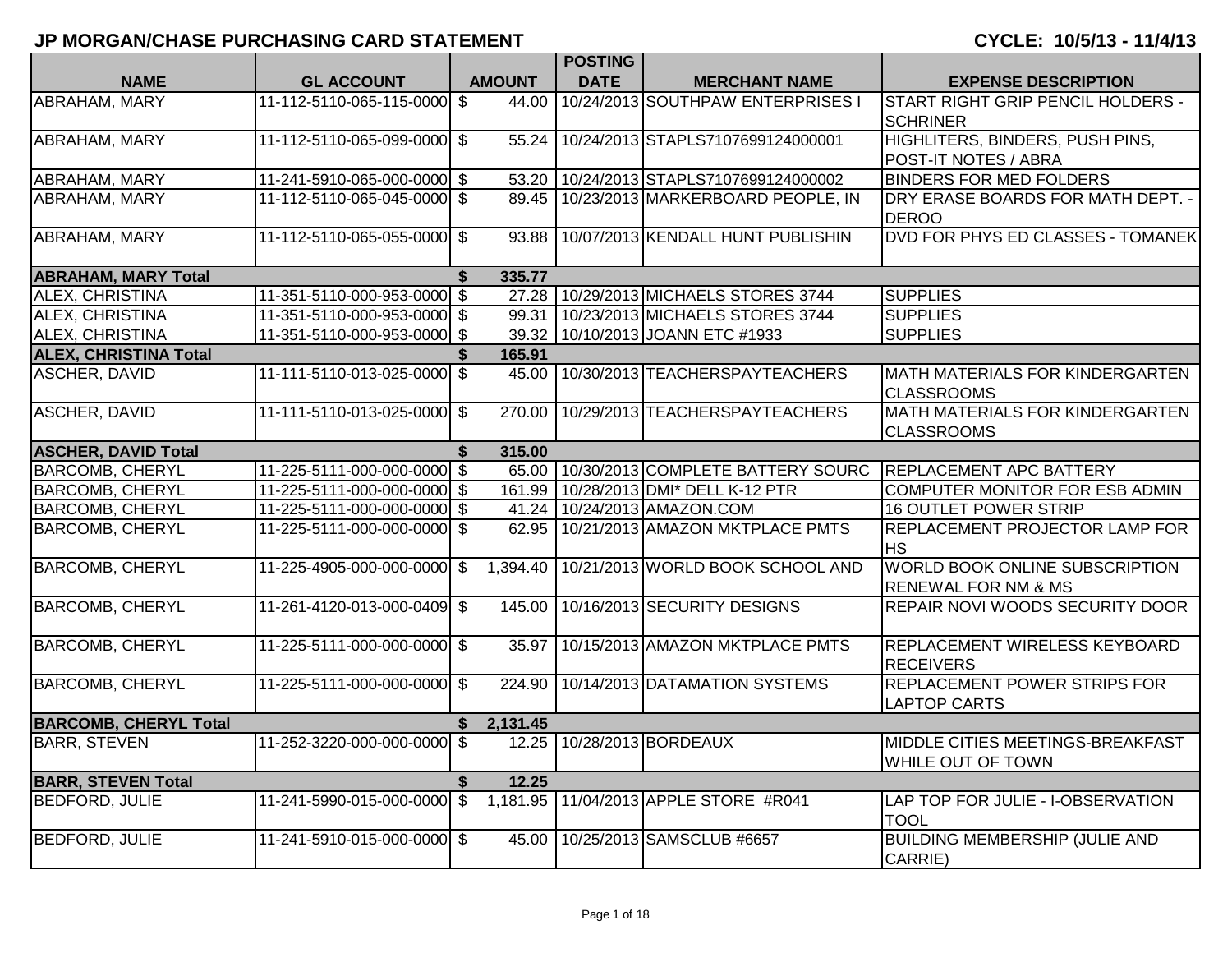# JP MORGAN/CHASE PURCHASING CARD STATEMENT

**CYCLE: 10/5/13 - 11/4/13**

| NAME | GL ACCOUNT | AMOUNT | POSTING DATE | MERCHANT NAME | EXPENSE DESCRIPTION |
|---|---|---|---|---|---|
| ABRAHAM, MARY | 11-112-5110-065-115-0000 | $ 44.00 | 10/24/2013 | SOUTHPAW ENTERPRISES I | START RIGHT GRIP PENCIL HOLDERS - SCHRINER |
| ABRAHAM, MARY | 11-112-5110-065-099-0000 | $ 55.24 | 10/24/2013 | STAPLS7107699124000001 | HIGHLITERS, BINDERS, PUSH PINS, POST-IT NOTES / ABRA |
| ABRAHAM, MARY | 11-241-5910-065-000-0000 | $ 53.20 | 10/24/2013 | STAPLS7107699124000002 | BINDERS FOR MED FOLDERS |
| ABRAHAM, MARY | 11-112-5110-065-045-0000 | $ 89.45 | 10/23/2013 | MARKERBOARD PEOPLE, IN | DRY ERASE BOARDS FOR MATH DEPT. - DEROO |
| ABRAHAM, MARY | 11-112-5110-065-055-0000 | $ 93.88 | 10/07/2013 | KENDALL HUNT PUBLISHIN | DVD FOR PHYS ED CLASSES - TOMANEK |
| **ABRAHAM, MARY Total** | | **$ 335.77** | | | |
| ALEX, CHRISTINA | 11-351-5110-000-953-0000 | $ 27.28 | 10/29/2013 | MICHAELS STORES 3744 | SUPPLIES |
| ALEX, CHRISTINA | 11-351-5110-000-953-0000 | $ 99.31 | 10/23/2013 | MICHAELS STORES 3744 | SUPPLIES |
| ALEX, CHRISTINA | 11-351-5110-000-953-0000 | $ 39.32 | 10/10/2013 | JOANN ETC #1933 | SUPPLIES |
| **ALEX, CHRISTINA Total** | | **$ 165.91** | | | |
| ASCHER, DAVID | 11-111-5110-013-025-0000 | $ 45.00 | 10/30/2013 | TEACHERSPAYTEACHERS | MATH MATERIALS FOR KINDERGARTEN CLASSROOMS |
| ASCHER, DAVID | 11-111-5110-013-025-0000 | $ 270.00 | 10/29/2013 | TEACHERSPAYTEACHERS | MATH MATERIALS FOR KINDERGARTEN CLASSROOMS |
| **ASCHER, DAVID Total** | | **$ 315.00** | | | |
| BARCOMB, CHERYL | 11-225-5111-000-000-0000 | $ 65.00 | 10/30/2013 | COMPLETE BATTERY SOURC | REPLACEMENT APC BATTERY |
| BARCOMB, CHERYL | 11-225-5111-000-000-0000 | $ 161.99 | 10/28/2013 | DMI* DELL K-12 PTR | COMPUTER MONITOR FOR ESB ADMIN |
| BARCOMB, CHERYL | 11-225-5111-000-000-0000 | $ 41.24 | 10/24/2013 | AMAZON.COM | 16 OUTLET POWER STRIP |
| BARCOMB, CHERYL | 11-225-5111-000-000-0000 | $ 62.95 | 10/21/2013 | AMAZON MKTPLACE PMTS | REPLACEMENT PROJECTOR LAMP FOR HS |
| BARCOMB, CHERYL | 11-225-4905-000-000-0000 | $ 1,394.40 | 10/21/2013 | WORLD BOOK SCHOOL AND | WORLD BOOK ONLINE SUBSCRIPTION RENEWAL FOR NM & MS |
| BARCOMB, CHERYL | 11-261-4120-013-000-0409 | $ 145.00 | 10/16/2013 | SECURITY DESIGNS | REPAIR NOVI WOODS SECURITY DOOR |
| BARCOMB, CHERYL | 11-225-5111-000-000-0000 | $ 35.97 | 10/15/2013 | AMAZON MKTPLACE PMTS | REPLACEMENT WIRELESS KEYBOARD RECEIVERS |
| BARCOMB, CHERYL | 11-225-5111-000-000-0000 | $ 224.90 | 10/14/2013 | DATAMATION SYSTEMS | REPLACEMENT POWER STRIPS FOR LAPTOP CARTS |
| **BARCOMB, CHERYL Total** | | **$ 2,131.45** | | | |
| BARR, STEVEN | 11-252-3220-000-000-0000 | $ 12.25 | 10/28/2013 | BORDEAUX | MIDDLE CITIES MEETINGS-BREAKFAST WHILE OUT OF TOWN |
| **BARR, STEVEN Total** | | **$ 12.25** | | | |
| BEDFORD, JULIE | 11-241-5990-015-000-0000 | $ 1,181.95 | 11/04/2013 | APPLE STORE #R041 | LAP TOP FOR JULIE - I-OBSERVATION TOOL |
| BEDFORD, JULIE | 11-241-5910-015-000-0000 | $ 45.00 | 10/25/2013 | SAMSCLUB #6657 | BUILDING MEMBERSHIP (JULIE AND CARRIE) |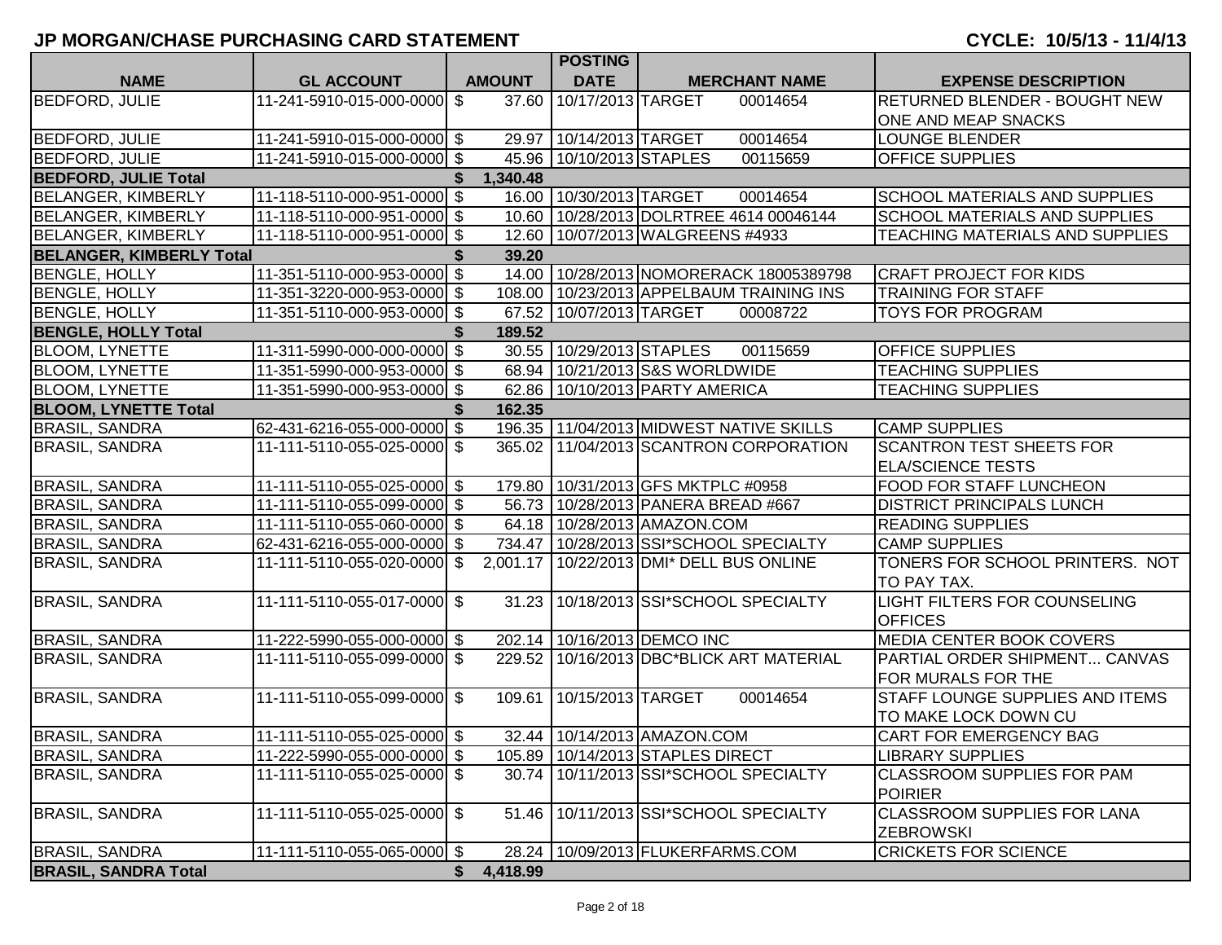# JP MORGAN/CHASE PURCHASING CARD STATEMENT

**CYCLE: 10/5/13 - 11/4/13**

| NAME | GL ACCOUNT | AMOUNT | POSTING DATE | MERCHANT NAME | EXPENSE DESCRIPTION |
|---|---|---|---|---|---|
| BEDFORD, JULIE | 11-241-5910-015-000-0000 | $ 37.60 | 10/17/2013 | TARGET 00014654 | RETURNED BLENDER - BOUGHT NEW ONE AND MEAP SNACKS |
| BEDFORD, JULIE | 11-241-5910-015-000-0000 | $ 29.97 | 10/14/2013 | TARGET 00014654 | LOUNGE BLENDER |
| BEDFORD, JULIE | 11-241-5910-015-000-0000 | $ 45.96 | 10/10/2013 | STAPLES 00115659 | OFFICE SUPPLIES |
| **BEDFORD, JULIE Total** | | **$ 1,340.48** | | | |
| BELANGER, KIMBERLY | 11-118-5110-000-951-0000 | $ 16.00 | 10/30/2013 | TARGET 00014654 | SCHOOL MATERIALS AND SUPPLIES |
| BELANGER, KIMBERLY | 11-118-5110-000-951-0000 | $ 10.60 | 10/28/2013 | DOLRTREE 4614 00046144 | SCHOOL MATERIALS AND SUPPLIES |
| BELANGER, KIMBERLY | 11-118-5110-000-951-0000 | $ 12.60 | 10/07/2013 | WALGREENS #4933 | TEACHING MATERIALS AND SUPPLIES |
| **BELANGER, KIMBERLY Total** | | **$ 39.20** | | | |
| BENGLE, HOLLY | 11-351-5110-000-953-0000 | $ 14.00 | 10/28/2013 | NOMORERACK 18005389798 | CRAFT PROJECT FOR KIDS |
| BENGLE, HOLLY | 11-351-3220-000-953-0000 | $ 108.00 | 10/23/2013 | APPELBAUM TRAINING INS | TRAINING FOR STAFF |
| BENGLE, HOLLY | 11-351-5110-000-953-0000 | $ 67.52 | 10/07/2013 | TARGET 00008722 | TOYS FOR PROGRAM |
| **BENGLE, HOLLY Total** | | **$ 189.52** | | | |
| BLOOM, LYNETTE | 11-311-5990-000-000-0000 | $ 30.55 | 10/29/2013 | STAPLES 00115659 | OFFICE SUPPLIES |
| BLOOM, LYNETTE | 11-351-5990-000-953-0000 | $ 68.94 | 10/21/2013 | S&S WORLDWIDE | TEACHING SUPPLIES |
| BLOOM, LYNETTE | 11-351-5990-000-953-0000 | $ 62.86 | 10/10/2013 | PARTY AMERICA | TEACHING SUPPLIES |
| **BLOOM, LYNETTE Total** | | **$ 162.35** | | | |
| BRASIL, SANDRA | 62-431-6216-055-000-0000 | $ 196.35 | 11/04/2013 | MIDWEST NATIVE SKILLS | CAMP SUPPLIES |
| BRASIL, SANDRA | 11-111-5110-055-025-0000 | $ 365.02 | 11/04/2013 | SCANTRON CORPORATION | SCANTRON TEST SHEETS FOR ELA/SCIENCE TESTS |
| BRASIL, SANDRA | 11-111-5110-055-025-0000 | $ 179.80 | 10/31/2013 | GFS MKTPLC #0958 | FOOD FOR STAFF LUNCHEON |
| BRASIL, SANDRA | 11-111-5110-055-099-0000 | $ 56.73 | 10/28/2013 | PANERA BREAD #667 | DISTRICT PRINCIPALS LUNCH |
| BRASIL, SANDRA | 11-111-5110-055-060-0000 | $ 64.18 | 10/28/2013 | AMAZON.COM | READING SUPPLIES |
| BRASIL, SANDRA | 62-431-6216-055-000-0000 | $ 734.47 | 10/28/2013 | SSI*SCHOOL SPECIALTY | CAMP SUPPLIES |
| BRASIL, SANDRA | 11-111-5110-055-020-0000 | $ 2,001.17 | 10/22/2013 | DMI* DELL BUS ONLINE | TONERS FOR SCHOOL PRINTERS. NOT TO PAY TAX. |
| BRASIL, SANDRA | 11-111-5110-055-017-0000 | $ 31.23 | 10/18/2013 | SSI*SCHOOL SPECIALTY | LIGHT FILTERS FOR COUNSELING OFFICES |
| BRASIL, SANDRA | 11-222-5990-055-000-0000 | $ 202.14 | 10/16/2013 | DEMCO INC | MEDIA CENTER BOOK COVERS |
| BRASIL, SANDRA | 11-111-5110-055-099-0000 | $ 229.52 | 10/16/2013 | DBC*BLICK ART MATERIAL | PARTIAL ORDER SHIPMENT... CANVAS FOR MURALS FOR THE |
| BRASIL, SANDRA | 11-111-5110-055-099-0000 | $ 109.61 | 10/15/2013 | TARGET 00014654 | STAFF LOUNGE SUPPLIES AND ITEMS TO MAKE LOCK DOWN CU |
| BRASIL, SANDRA | 11-111-5110-055-025-0000 | $ 32.44 | 10/14/2013 | AMAZON.COM | CART FOR EMERGENCY BAG |
| BRASIL, SANDRA | 11-222-5990-055-000-0000 | $ 105.89 | 10/14/2013 | STAPLES DIRECT | LIBRARY SUPPLIES |
| BRASIL, SANDRA | 11-111-5110-055-025-0000 | $ 30.74 | 10/11/2013 | SSI*SCHOOL SPECIALTY | CLASSROOM SUPPLIES FOR PAM POIRIER |
| BRASIL, SANDRA | 11-111-5110-055-025-0000 | $ 51.46 | 10/11/2013 | SSI*SCHOOL SPECIALTY | CLASSROOM SUPPLIES FOR LANA ZEBROWSKI |
| BRASIL, SANDRA | 11-111-5110-055-065-0000 | $ 28.24 | 10/09/2013 | FLUKERFARMS.COM | CRICKETS FOR SCIENCE |
| **BRASIL, SANDRA Total** | | **$ 4,418.99** | | | |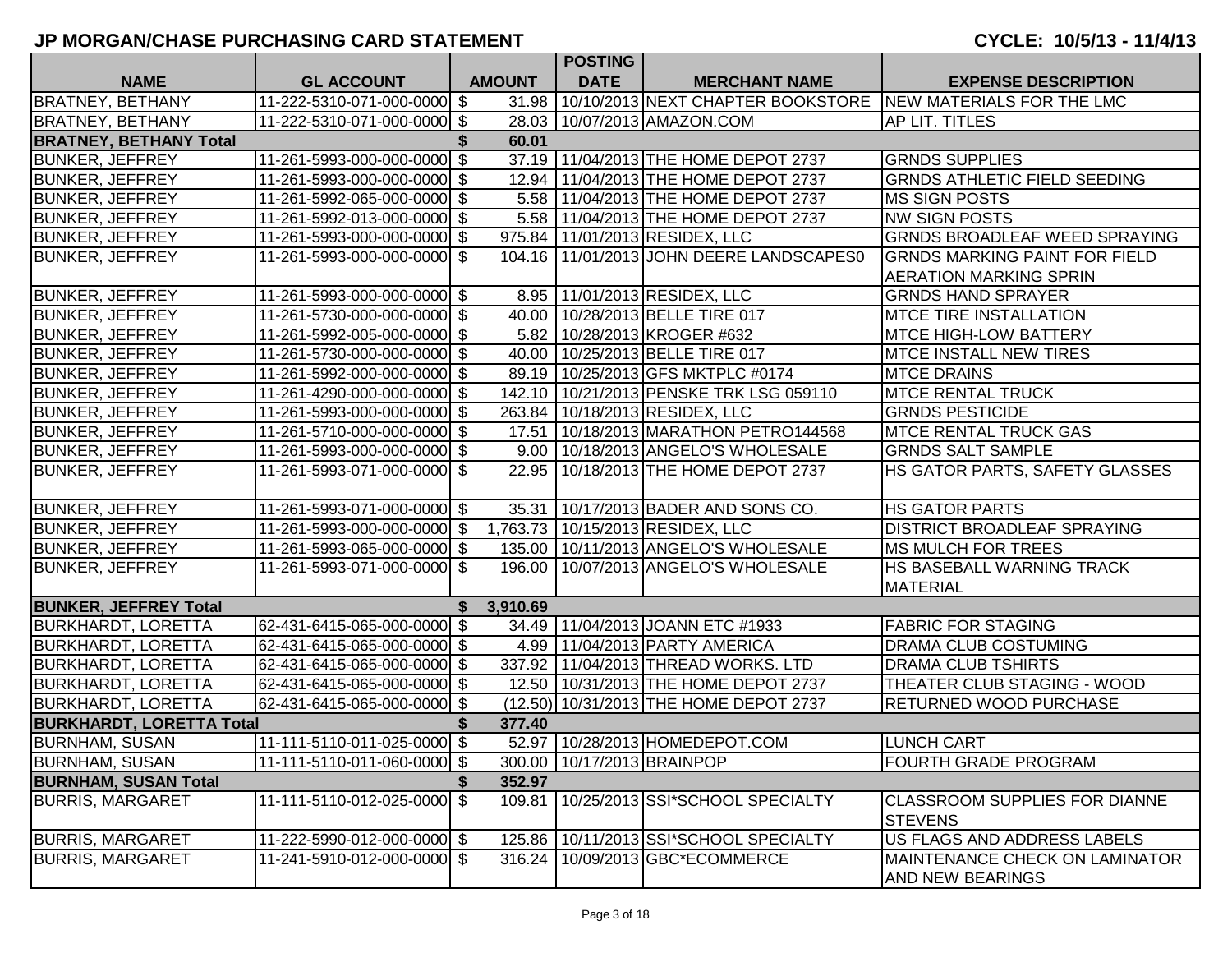## JP MORGAN/CHASE PURCHASING CARD STATEMENT

**CYCLE: 10/5/13 - 11/4/13**

| NAME | GL ACCOUNT | AMOUNT | POSTING DATE | MERCHANT NAME | EXPENSE DESCRIPTION |
|---|---|---|---|---|---|
| BRATNEY, BETHANY | 11-222-5310-071-000-0000 | $ 31.98 | 10/10/2013 | NEXT CHAPTER BOOKSTORE | NEW MATERIALS FOR THE LMC |
| BRATNEY, BETHANY | 11-222-5310-071-000-0000 | $ 28.03 | 10/07/2013 | AMAZON.COM | AP LIT. TITLES |
| **BRATNEY, BETHANY Total** | | **$ 60.01** | | | |
| BUNKER, JEFFREY | 11-261-5993-000-000-0000 | $ 37.19 | 11/04/2013 | THE HOME DEPOT 2737 | GRNDS SUPPLIES |
| BUNKER, JEFFREY | 11-261-5993-000-000-0000 | $ 12.94 | 11/04/2013 | THE HOME DEPOT 2737 | GRNDS ATHLETIC FIELD SEEDING |
| BUNKER, JEFFREY | 11-261-5992-065-000-0000 | $ 5.58 | 11/04/2013 | THE HOME DEPOT 2737 | MS SIGN POSTS |
| BUNKER, JEFFREY | 11-261-5992-013-000-0000 | $ 5.58 | 11/04/2013 | THE HOME DEPOT 2737 | NW SIGN POSTS |
| BUNKER, JEFFREY | 11-261-5993-000-000-0000 | $ 975.84 | 11/01/2013 | RESIDEX, LLC | GRNDS BROADLEAF WEED SPRAYING |
| BUNKER, JEFFREY | 11-261-5993-000-000-0000 | $ 104.16 | 11/01/2013 | JOHN DEERE LANDSCAPES0 | GRNDS MARKING PAINT FOR FIELD AERATION MARKING SPRIN |
| BUNKER, JEFFREY | 11-261-5993-000-000-0000 | $ 8.95 | 11/01/2013 | RESIDEX, LLC | GRNDS HAND SPRAYER |
| BUNKER, JEFFREY | 11-261-5730-000-000-0000 | $ 40.00 | 10/28/2013 | BELLE TIRE 017 | MTCE TIRE INSTALLATION |
| BUNKER, JEFFREY | 11-261-5992-005-000-0000 | $ 5.82 | 10/28/2013 | KROGER #632 | MTCE HIGH-LOW BATTERY |
| BUNKER, JEFFREY | 11-261-5730-000-000-0000 | $ 40.00 | 10/25/2013 | BELLE TIRE 017 | MTCE INSTALL NEW TIRES |
| BUNKER, JEFFREY | 11-261-5992-000-000-0000 | $ 89.19 | 10/25/2013 | GFS MKTPLC #0174 | MTCE DRAINS |
| BUNKER, JEFFREY | 11-261-4290-000-000-0000 | $ 142.10 | 10/21/2013 | PENSKE TRK LSG 059110 | MTCE RENTAL TRUCK |
| BUNKER, JEFFREY | 11-261-5993-000-000-0000 | $ 263.84 | 10/18/2013 | RESIDEX, LLC | GRNDS PESTICIDE |
| BUNKER, JEFFREY | 11-261-5710-000-000-0000 | $ 17.51 | 10/18/2013 | MARATHON PETRO144568 | MTCE RENTAL TRUCK GAS |
| BUNKER, JEFFREY | 11-261-5993-000-000-0000 | $ 9.00 | 10/18/2013 | ANGELO'S WHOLESALE | GRNDS SALT SAMPLE |
| BUNKER, JEFFREY | 11-261-5993-071-000-0000 | $ 22.95 | 10/18/2013 | THE HOME DEPOT 2737 | HS GATOR PARTS, SAFETY GLASSES |
| BUNKER, JEFFREY | 11-261-5993-071-000-0000 | $ 35.31 | 10/17/2013 | BADER AND SONS CO. | HS GATOR PARTS |
| BUNKER, JEFFREY | 11-261-5993-000-000-0000 | $ 1,763.73 | 10/15/2013 | RESIDEX, LLC | DISTRICT BROADLEAF SPRAYING |
| BUNKER, JEFFREY | 11-261-5993-065-000-0000 | $ 135.00 | 10/11/2013 | ANGELO'S WHOLESALE | MS MULCH FOR TREES |
| BUNKER, JEFFREY | 11-261-5993-071-000-0000 | $ 196.00 | 10/07/2013 | ANGELO'S WHOLESALE | HS BASEBALL WARNING TRACK MATERIAL |
| **BUNKER, JEFFREY Total** | | **$ 3,910.69** | | | |
| BURKHARDT, LORETTA | 62-431-6415-065-000-0000 | $ 34.49 | 11/04/2013 | JOANN ETC #1933 | FABRIC FOR STAGING |
| BURKHARDT, LORETTA | 62-431-6415-065-000-0000 | $ 4.99 | 11/04/2013 | PARTY AMERICA | DRAMA CLUB COSTUMING |
| BURKHARDT, LORETTA | 62-431-6415-065-000-0000 | $ 337.92 | 11/04/2013 | THREAD WORKS. LTD | DRAMA CLUB TSHIRTS |
| BURKHARDT, LORETTA | 62-431-6415-065-000-0000 | $ 12.50 | 10/31/2013 | THE HOME DEPOT 2737 | THEATER CLUB STAGING - WOOD |
| BURKHARDT, LORETTA | 62-431-6415-065-000-0000 | $ (12.50) | 10/31/2013 | THE HOME DEPOT 2737 | RETURNED WOOD PURCHASE |
| **BURKHARDT, LORETTA Total** | | **$ 377.40** | | | |
| BURNHAM, SUSAN | 11-111-5110-011-025-0000 | $ 52.97 | 10/28/2013 | HOMEDEPOT.COM | LUNCH CART |
| BURNHAM, SUSAN | 11-111-5110-011-060-0000 | $ 300.00 | 10/17/2013 | BRAINPOP | FOURTH GRADE PROGRAM |
| **BURNHAM, SUSAN Total** | | **$ 352.97** | | | |
| BURRIS, MARGARET | 11-111-5110-012-025-0000 | $ 109.81 | 10/25/2013 | SSI*SCHOOL SPECIALTY | CLASSROOM SUPPLIES FOR DIANNE STEVENS |
| BURRIS, MARGARET | 11-222-5990-012-000-0000 | $ 125.86 | 10/11/2013 | SSI*SCHOOL SPECIALTY | US FLAGS AND ADDRESS LABELS |
| BURRIS, MARGARET | 11-241-5910-012-000-0000 | $ 316.24 | 10/09/2013 | GBC*ECOMMERCE | MAINTENANCE CHECK ON LAMINATOR AND NEW BEARINGS |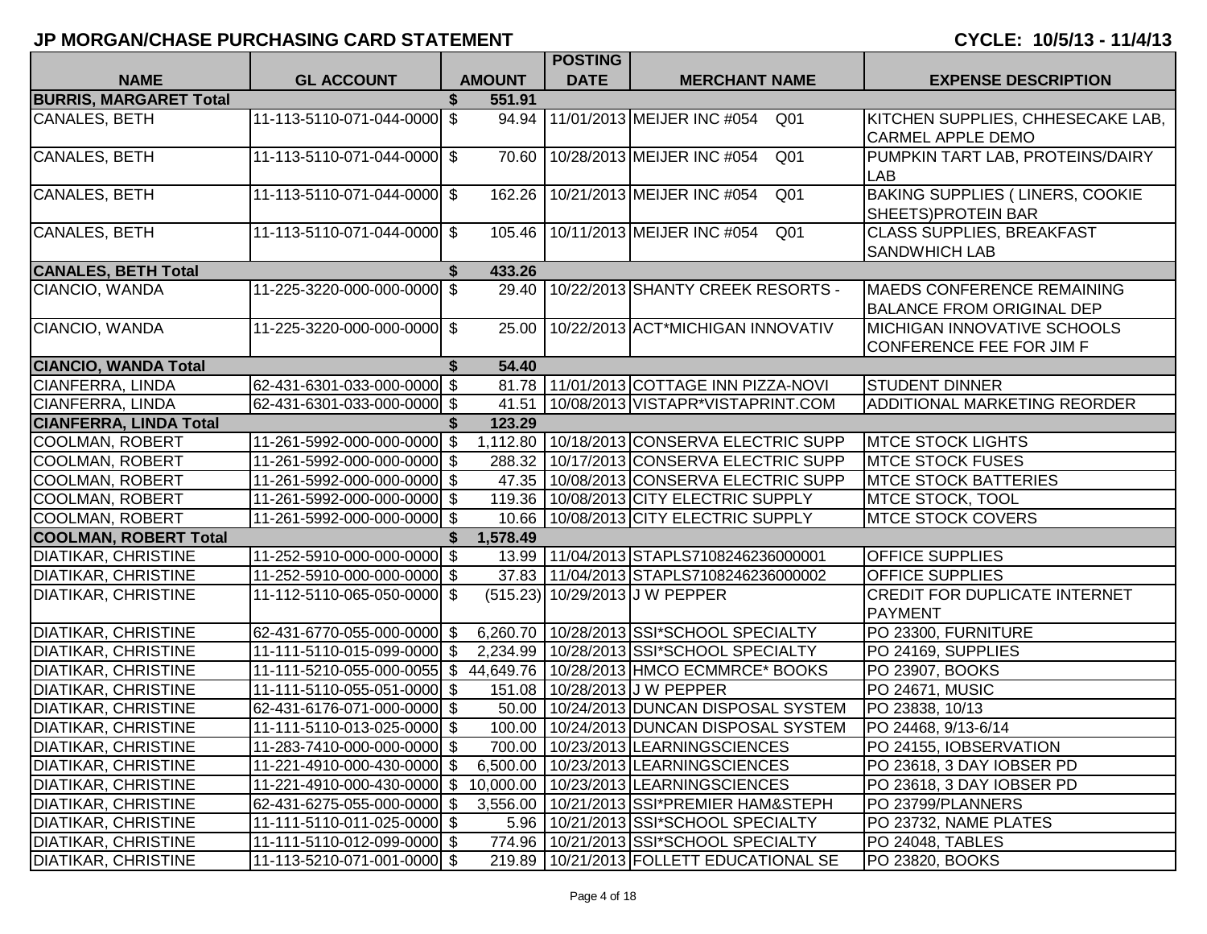# JP MORGAN/CHASE PURCHASING CARD STATEMENT

**CYCLE: 10/5/13 - 11/4/13**

| NAME | GL ACCOUNT | AMOUNT | POSTING DATE | MERCHANT NAME | EXPENSE DESCRIPTION |
|---|---|---|---|---|---|
| **BURRIS, MARGARET Total** | | **$ 551.91** | | | |
| CANALES, BETH | 11-113-5110-071-044-0000 | $ 94.94 | 11/01/2013 | MEIJER INC #054 Q01 | KITCHEN SUPPLIES, CHHESECAKE LAB, CARMEL APPLE DEMO |
| CANALES, BETH | 11-113-5110-071-044-0000 | $ 70.60 | 10/28/2013 | MEIJER INC #054 Q01 | PUMPKIN TART LAB, PROTEINS/DAIRY LAB |
| CANALES, BETH | 11-113-5110-071-044-0000 | $ 162.26 | 10/21/2013 | MEIJER INC #054 Q01 | BAKING SUPPLIES ( LINERS, COOKIE SHEETS)PROTEIN BAR |
| CANALES, BETH | 11-113-5110-071-044-0000 | $ 105.46 | 10/11/2013 | MEIJER INC #054 Q01 | CLASS SUPPLIES, BREAKFAST SANDWHICH LAB |
| **CANALES, BETH Total** | | **$ 433.26** | | | |
| CIANCIO, WANDA | 11-225-3220-000-000-0000 | $ 29.40 | 10/22/2013 | SHANTY CREEK RESORTS - | MAEDS CONFERENCE REMAINING BALANCE FROM ORIGINAL DEP |
| CIANCIO, WANDA | 11-225-3220-000-000-0000 | $ 25.00 | 10/22/2013 | ACT*MICHIGAN INNOVATIV | MICHIGAN INNOVATIVE SCHOOLS CONFERENCE FEE FOR JIM F |
| **CIANCIO, WANDA Total** | | **$ 54.40** | | | |
| CIANFERRA, LINDA | 62-431-6301-033-000-0000 | $ 81.78 | 11/01/2013 | COTTAGE INN PIZZA-NOVI | STUDENT DINNER |
| CIANFERRA, LINDA | 62-431-6301-033-000-0000 | $ 41.51 | 10/08/2013 | VISTAPR*VISTAPRINT.COM | ADDITIONAL MARKETING REORDER |
| **CIANFERRA, LINDA Total** | | **$ 123.29** | | | |
| COOLMAN, ROBERT | 11-261-5992-000-000-0000 | $ 1,112.80 | 10/18/2013 | CONSERVA ELECTRIC SUPP | MTCE STOCK LIGHTS |
| COOLMAN, ROBERT | 11-261-5992-000-000-0000 | $ 288.32 | 10/17/2013 | CONSERVA ELECTRIC SUPP | MTCE STOCK FUSES |
| COOLMAN, ROBERT | 11-261-5992-000-000-0000 | $ 47.35 | 10/08/2013 | CONSERVA ELECTRIC SUPP | MTCE STOCK BATTERIES |
| COOLMAN, ROBERT | 11-261-5992-000-000-0000 | $ 119.36 | 10/08/2013 | CITY ELECTRIC SUPPLY | MTCE STOCK, TOOL |
| COOLMAN, ROBERT | 11-261-5992-000-000-0000 | $ 10.66 | 10/08/2013 | CITY ELECTRIC SUPPLY | MTCE STOCK COVERS |
| **COOLMAN, ROBERT Total** | | **$ 1,578.49** | | | |
| DIATIKAR, CHRISTINE | 11-252-5910-000-000-0000 | $ 13.99 | 11/04/2013 | STAPLS7108246236000001 | OFFICE SUPPLIES |
| DIATIKAR, CHRISTINE | 11-252-5910-000-000-0000 | $ 37.83 | 11/04/2013 | STAPLS7108246236000002 | OFFICE SUPPLIES |
| DIATIKAR, CHRISTINE | 11-112-5110-065-050-0000 | $ (515.23) | 10/29/2013 | J W PEPPER | CREDIT FOR DUPLICATE INTERNET PAYMENT |
| DIATIKAR, CHRISTINE | 62-431-6770-055-000-0000 | $ 6,260.70 | 10/28/2013 | SSI*SCHOOL SPECIALTY | PO 23300, FURNITURE |
| DIATIKAR, CHRISTINE | 11-111-5110-015-099-0000 | $ 2,234.99 | 10/28/2013 | SSI*SCHOOL SPECIALTY | PO 24169, SUPPLIES |
| DIATIKAR, CHRISTINE | 11-111-5210-055-000-0055 | $ 44,649.76 | 10/28/2013 | HMCO ECMMRCE* BOOKS | PO 23907, BOOKS |
| DIATIKAR, CHRISTINE | 11-111-5110-055-051-0000 | $ 151.08 | 10/28/2013 | J W PEPPER | PO 24671, MUSIC |
| DIATIKAR, CHRISTINE | 62-431-6176-071-000-0000 | $ 50.00 | 10/24/2013 | DUNCAN DISPOSAL SYSTEM | PO 23838, 10/13 |
| DIATIKAR, CHRISTINE | 11-111-5110-013-025-0000 | $ 100.00 | 10/24/2013 | DUNCAN DISPOSAL SYSTEM | PO 24468, 9/13-6/14 |
| DIATIKAR, CHRISTINE | 11-283-7410-000-000-0000 | $ 700.00 | 10/23/2013 | LEARNINGSCIENCES | PO 24155, IOBSERVATION |
| DIATIKAR, CHRISTINE | 11-221-4910-000-430-0000 | $ 6,500.00 | 10/23/2013 | LEARNINGSCIENCES | PO 23618, 3 DAY IOBSER PD |
| DIATIKAR, CHRISTINE | 11-221-4910-000-430-0000 | $ 10,000.00 | 10/23/2013 | LEARNINGSCIENCES | PO 23618, 3 DAY IOBSER PD |
| DIATIKAR, CHRISTINE | 62-431-6275-055-000-0000 | $ 3,556.00 | 10/21/2013 | SSI*PREMIER HAM&STEPH | PO 23799/PLANNERS |
| DIATIKAR, CHRISTINE | 11-111-5110-011-025-0000 | $ 5.96 | 10/21/2013 | SSI*SCHOOL SPECIALTY | PO 23732, NAME PLATES |
| DIATIKAR, CHRISTINE | 11-111-5110-012-099-0000 | $ 774.96 | 10/21/2013 | SSI*SCHOOL SPECIALTY | PO 24048, TABLES |
| DIATIKAR, CHRISTINE | 11-113-5210-071-001-0000 | $ 219.89 | 10/21/2013 | FOLLETT EDUCATIONAL SE | PO 23820, BOOKS |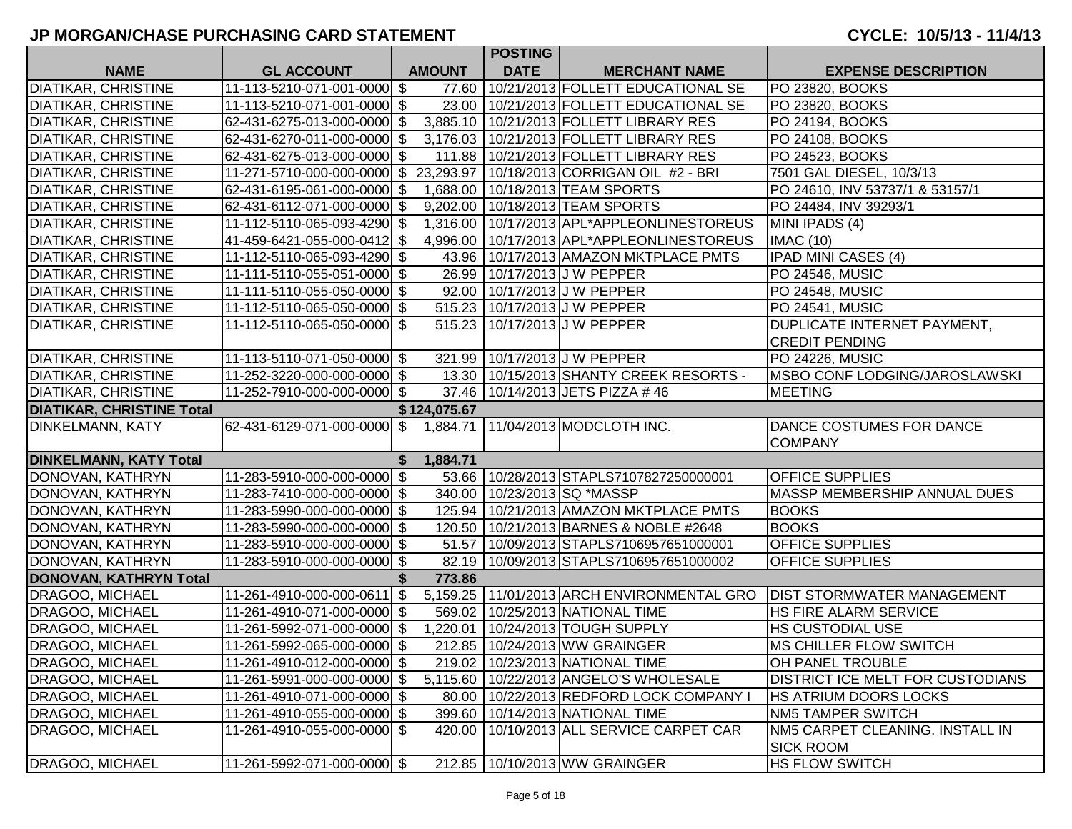## JP MORGAN/CHASE PURCHASING CARD STATEMENT

**CYCLE: 10/5/13 - 11/4/13**

| NAME | GL ACCOUNT | AMOUNT | POSTING DATE | MERCHANT NAME | EXPENSE DESCRIPTION |
|---|---|---|---|---|---|
| DIATIKAR, CHRISTINE | 11-113-5210-071-001-0000 | $ 77.60 | 10/21/2013 | FOLLETT EDUCATIONAL SE | PO 23820, BOOKS |
| DIATIKAR, CHRISTINE | 11-113-5210-071-001-0000 | $ 23.00 | 10/21/2013 | FOLLETT EDUCATIONAL SE | PO 23820, BOOKS |
| DIATIKAR, CHRISTINE | 62-431-6275-013-000-0000 | $ 3,885.10 | 10/21/2013 | FOLLETT LIBRARY RES | PO 24194, BOOKS |
| DIATIKAR, CHRISTINE | 62-431-6270-011-000-0000 | $ 3,176.03 | 10/21/2013 | FOLLETT LIBRARY RES | PO 24108, BOOKS |
| DIATIKAR, CHRISTINE | 62-431-6275-013-000-0000 | $ 111.88 | 10/21/2013 | FOLLETT LIBRARY RES | PO 24523, BOOKS |
| DIATIKAR, CHRISTINE | 11-271-5710-000-000-0000 | $ 23,293.97 | 10/18/2013 | CORRIGAN OIL #2 - BRI | 7501 GAL DIESEL, 10/3/13 |
| DIATIKAR, CHRISTINE | 62-431-6195-061-000-0000 | $ 1,688.00 | 10/18/2013 | TEAM SPORTS | PO 24610, INV 53737/1 & 53157/1 |
| DIATIKAR, CHRISTINE | 62-431-6112-071-000-0000 | $ 9,202.00 | 10/18/2013 | TEAM SPORTS | PO 24484, INV 39293/1 |
| DIATIKAR, CHRISTINE | 11-112-5110-065-093-4290 | $ 1,316.00 | 10/17/2013 | APL*APPLEONLINESTOREUS | MINI IPADS (4) |
| DIATIKAR, CHRISTINE | 41-459-6421-055-000-0412 | $ 4,996.00 | 10/17/2013 | APL*APPLEONLINESTOREUS | IMAC (10) |
| DIATIKAR, CHRISTINE | 11-112-5110-065-093-4290 | $ 43.96 | 10/17/2013 | AMAZON MKTPLACE PMTS | IPAD MINI CASES (4) |
| DIATIKAR, CHRISTINE | 11-111-5110-055-051-0000 | $ 26.99 | 10/17/2013 | J W PEPPER | PO 24546, MUSIC |
| DIATIKAR, CHRISTINE | 11-111-5110-055-050-0000 | $ 92.00 | 10/17/2013 | J W PEPPER | PO 24548, MUSIC |
| DIATIKAR, CHRISTINE | 11-112-5110-065-050-0000 | $ 515.23 | 10/17/2013 | J W PEPPER | PO 24541, MUSIC |
| DIATIKAR, CHRISTINE | 11-112-5110-065-050-0000 | $ 515.23 | 10/17/2013 | J W PEPPER | DUPLICATE INTERNET PAYMENT, CREDIT PENDING |
| DIATIKAR, CHRISTINE | 11-113-5110-071-050-0000 | $ 321.99 | 10/17/2013 | J W PEPPER | PO 24226, MUSIC |
| DIATIKAR, CHRISTINE | 11-252-3220-000-000-0000 | $ 13.30 | 10/15/2013 | SHANTY CREEK RESORTS - | MSBO CONF LODGING/JAROSLAWSKI |
| DIATIKAR, CHRISTINE | 11-252-7910-000-000-0000 | $ 37.46 | 10/14/2013 | JETS PIZZA # 46 | MEETING |
| **DIATIKAR, CHRISTINE Total** | | **$124,075.67** | | | |
| DINKELMANN, KATY | 62-431-6129-071-000-0000 | $ 1,884.71 | 11/04/2013 | MODCLOTH INC. | DANCE COSTUMES FOR DANCE COMPANY |
| **DINKELMANN, KATY Total** | | **$ 1,884.71** | | | |
| DONOVAN, KATHRYN | 11-283-5910-000-000-0000 | $ 53.66 | 10/28/2013 | STAPLS7107827250000001 | OFFICE SUPPLIES |
| DONOVAN, KATHRYN | 11-283-7410-000-000-0000 | $ 340.00 | 10/23/2013 | SQ *MASSP | MASSP MEMBERSHIP ANNUAL DUES |
| DONOVAN, KATHRYN | 11-283-5990-000-000-0000 | $ 125.94 | 10/21/2013 | AMAZON MKTPLACE PMTS | BOOKS |
| DONOVAN, KATHRYN | 11-283-5990-000-000-0000 | $ 120.50 | 10/21/2013 | BARNES & NOBLE #2648 | BOOKS |
| DONOVAN, KATHRYN | 11-283-5910-000-000-0000 | $ 51.57 | 10/09/2013 | STAPLS7106957651000001 | OFFICE SUPPLIES |
| DONOVAN, KATHRYN | 11-283-5910-000-000-0000 | $ 82.19 | 10/09/2013 | STAPLS7106957651000002 | OFFICE SUPPLIES |
| **DONOVAN, KATHRYN Total** | | **$ 773.86** | | | |
| DRAGOO, MICHAEL | 11-261-4910-000-000-0611 | $ 5,159.25 | 11/01/2013 | ARCH ENVIRONMENTAL GRO | DIST STORMWATER MANAGEMENT |
| DRAGOO, MICHAEL | 11-261-4910-071-000-0000 | $ 569.02 | 10/25/2013 | NATIONAL TIME | HS FIRE ALARM SERVICE |
| DRAGOO, MICHAEL | 11-261-5992-071-000-0000 | $ 1,220.01 | 10/24/2013 | TOUGH SUPPLY | HS CUSTODIAL USE |
| DRAGOO, MICHAEL | 11-261-5992-065-000-0000 | $ 212.85 | 10/24/2013 | WW GRAINGER | MS CHILLER FLOW SWITCH |
| DRAGOO, MICHAEL | 11-261-4910-012-000-0000 | $ 219.02 | 10/23/2013 | NATIONAL TIME | OH PANEL TROUBLE |
| DRAGOO, MICHAEL | 11-261-5991-000-000-0000 | $ 5,115.60 | 10/22/2013 | ANGELO'S WHOLESALE | DISTRICT ICE MELT FOR CUSTODIANS |
| DRAGOO, MICHAEL | 11-261-4910-071-000-0000 | $ 80.00 | 10/22/2013 | REDFORD LOCK COMPANY I | HS ATRIUM DOORS LOCKS |
| DRAGOO, MICHAEL | 11-261-4910-055-000-0000 | $ 399.60 | 10/14/2013 | NATIONAL TIME | NM5 TAMPER SWITCH |
| DRAGOO, MICHAEL | 11-261-4910-055-000-0000 | $ 420.00 | 10/10/2013 | ALL SERVICE CARPET CAR | NM5 CARPET CLEANING. INSTALL IN SICK ROOM |
| DRAGOO, MICHAEL | 11-261-5992-071-000-0000 | $ 212.85 | 10/10/2013 | WW GRAINGER | HS FLOW SWITCH |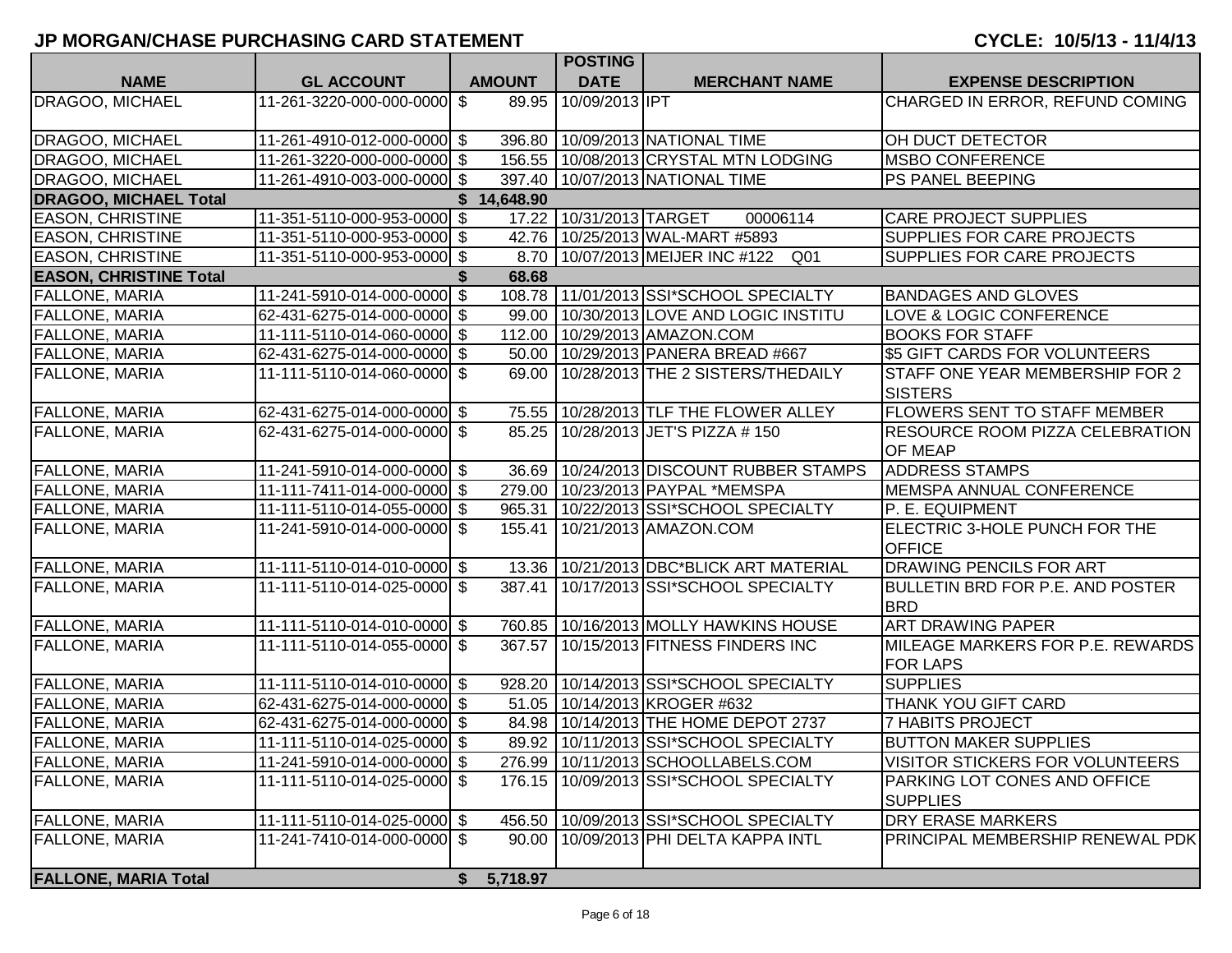## JP MORGAN/CHASE PURCHASING CARD STATEMENT

**CYCLE: 10/5/13 - 11/4/13**

| NAME | GL ACCOUNT | AMOUNT | POSTING DATE | MERCHANT NAME | EXPENSE DESCRIPTION |
|---|---|---|---|---|---|
| DRAGOO, MICHAEL | 11-261-3220-000-000-0000 | $ 89.95 | 10/09/2013 | IPT | CHARGED IN ERROR, REFUND COMING |
| DRAGOO, MICHAEL | 11-261-4910-012-000-0000 | $ 396.80 | 10/09/2013 | NATIONAL TIME | OH DUCT DETECTOR |
| DRAGOO, MICHAEL | 11-261-3220-000-000-0000 | $ 156.55 | 10/08/2013 | CRYSTAL MTN LODGING | MSBO CONFERENCE |
| DRAGOO, MICHAEL | 11-261-4910-003-000-0000 | $ 397.40 | 10/07/2013 | NATIONAL TIME | PS PANEL BEEPING |
| **DRAGOO, MICHAEL Total** | | **$ 14,648.90** | | | |
| EASON, CHRISTINE | 11-351-5110-000-953-0000 | $ 17.22 | 10/31/2013 | TARGET 00006114 | CARE PROJECT SUPPLIES |
| EASON, CHRISTINE | 11-351-5110-000-953-0000 | $ 42.76 | 10/25/2013 | WAL-MART #5893 | SUPPLIES FOR CARE PROJECTS |
| EASON, CHRISTINE | 11-351-5110-000-953-0000 | $ 8.70 | 10/07/2013 | MEIJER INC #122 Q01 | SUPPLIES FOR CARE PROJECTS |
| **EASON, CHRISTINE Total** | | **$ 68.68** | | | |
| FALLONE, MARIA | 11-241-5910-014-000-0000 | $ 108.78 | 11/01/2013 | SSI*SCHOOL SPECIALTY | BANDAGES AND GLOVES |
| FALLONE, MARIA | 62-431-6275-014-000-0000 | $ 99.00 | 10/30/2013 | LOVE AND LOGIC INSTITU | LOVE & LOGIC CONFERENCE |
| FALLONE, MARIA | 11-111-5110-014-060-0000 | $ 112.00 | 10/29/2013 | AMAZON.COM | BOOKS FOR STAFF |
| FALLONE, MARIA | 62-431-6275-014-000-0000 | $ 50.00 | 10/29/2013 | PANERA BREAD #667 | $5 GIFT CARDS FOR VOLUNTEERS |
| FALLONE, MARIA | 11-111-5110-014-060-0000 | $ 69.00 | 10/28/2013 | THE 2 SISTERS/THEDAILY | STAFF ONE YEAR MEMBERSHIP FOR 2 SISTERS |
| FALLONE, MARIA | 62-431-6275-014-000-0000 | $ 75.55 | 10/28/2013 | TLF THE FLOWER ALLEY | FLOWERS SENT TO STAFF MEMBER |
| FALLONE, MARIA | 62-431-6275-014-000-0000 | $ 85.25 | 10/28/2013 | JET'S PIZZA # 150 | RESOURCE ROOM PIZZA CELEBRATION OF MEAP |
| FALLONE, MARIA | 11-241-5910-014-000-0000 | $ 36.69 | 10/24/2013 | DISCOUNT RUBBER STAMPS | ADDRESS STAMPS |
| FALLONE, MARIA | 11-111-7411-014-000-0000 | $ 279.00 | 10/23/2013 | PAYPAL *MEMSPA | MEMSPA ANNUAL CONFERENCE |
| FALLONE, MARIA | 11-111-5110-014-055-0000 | $ 965.31 | 10/22/2013 | SSI*SCHOOL SPECIALTY | P. E. EQUIPMENT |
| FALLONE, MARIA | 11-241-5910-014-000-0000 | $ 155.41 | 10/21/2013 | AMAZON.COM | ELECTRIC 3-HOLE PUNCH FOR THE OFFICE |
| FALLONE, MARIA | 11-111-5110-014-010-0000 | $ 13.36 | 10/21/2013 | DBC*BLICK ART MATERIAL | DRAWING PENCILS FOR ART |
| FALLONE, MARIA | 11-111-5110-014-025-0000 | $ 387.41 | 10/17/2013 | SSI*SCHOOL SPECIALTY | BULLETIN BRD FOR P.E. AND POSTER BRD |
| FALLONE, MARIA | 11-111-5110-014-010-0000 | $ 760.85 | 10/16/2013 | MOLLY HAWKINS HOUSE | ART DRAWING PAPER |
| FALLONE, MARIA | 11-111-5110-014-055-0000 | $ 367.57 | 10/15/2013 | FITNESS FINDERS INC | MILEAGE MARKERS FOR P.E. REWARDS FOR LAPS |
| FALLONE, MARIA | 11-111-5110-014-010-0000 | $ 928.20 | 10/14/2013 | SSI*SCHOOL SPECIALTY | SUPPLIES |
| FALLONE, MARIA | 62-431-6275-014-000-0000 | $ 51.05 | 10/14/2013 | KROGER #632 | THANK YOU GIFT CARD |
| FALLONE, MARIA | 62-431-6275-014-000-0000 | $ 84.98 | 10/14/2013 | THE HOME DEPOT 2737 | 7 HABITS PROJECT |
| FALLONE, MARIA | 11-111-5110-014-025-0000 | $ 89.92 | 10/11/2013 | SSI*SCHOOL SPECIALTY | BUTTON MAKER SUPPLIES |
| FALLONE, MARIA | 11-241-5910-014-000-0000 | $ 276.99 | 10/11/2013 | SCHOOLLABELS.COM | VISITOR STICKERS FOR VOLUNTEERS |
| FALLONE, MARIA | 11-111-5110-014-025-0000 | $ 176.15 | 10/09/2013 | SSI*SCHOOL SPECIALTY | PARKING LOT CONES AND OFFICE SUPPLIES |
| FALLONE, MARIA | 11-111-5110-014-025-0000 | $ 456.50 | 10/09/2013 | SSI*SCHOOL SPECIALTY | DRY ERASE MARKERS |
| FALLONE, MARIA | 11-241-7410-014-000-0000 | $ 90.00 | 10/09/2013 | PHI DELTA KAPPA INTL | PRINCIPAL MEMBERSHIP RENEWAL PDK |
| **FALLONE, MARIA Total** | | **$ 5,718.97** | | | |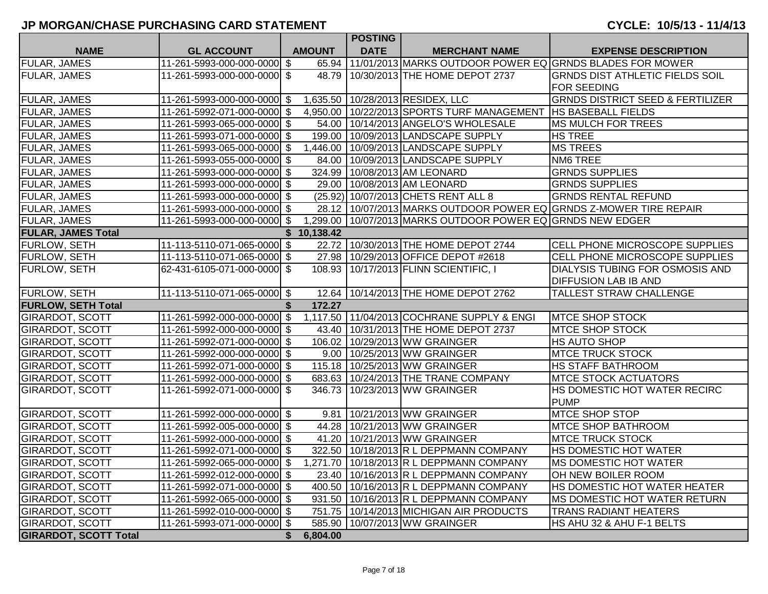# JP MORGAN/CHASE PURCHASING CARD STATEMENT

**CYCLE: 10/5/13 - 11/4/13**

| NAME | GL ACCOUNT | AMOUNT | POSTING DATE | MERCHANT NAME | EXPENSE DESCRIPTION |
|---|---|---|---|---|---|
| FULAR, JAMES | 11-261-5993-000-000-0000 | $ 65.94 | 11/01/2013 | MARKS OUTDOOR POWER EQ | GRNDS BLADES FOR MOWER |
| FULAR, JAMES | 11-261-5993-000-000-0000 | $ 48.79 | 10/30/2013 | THE HOME DEPOT 2737 | GRNDS DIST ATHLETIC FIELDS SOIL FOR SEEDING |
| FULAR, JAMES | 11-261-5993-000-000-0000 | $ 1,635.50 | 10/28/2013 | RESIDEX, LLC | GRNDS DISTRICT SEED & FERTILIZER |
| FULAR, JAMES | 11-261-5992-071-000-0000 | $ 4,950.00 | 10/22/2013 | SPORTS TURF MANAGEMENT | HS BASEBALL FIELDS |
| FULAR, JAMES | 11-261-5993-065-000-0000 | $ 54.00 | 10/14/2013 | ANGELO'S WHOLESALE | MS MULCH FOR TREES |
| FULAR, JAMES | 11-261-5993-071-000-0000 | $ 199.00 | 10/09/2013 | LANDSCAPE SUPPLY | HS TREE |
| FULAR, JAMES | 11-261-5993-065-000-0000 | $ 1,446.00 | 10/09/2013 | LANDSCAPE SUPPLY | MS TREES |
| FULAR, JAMES | 11-261-5993-055-000-0000 | $ 84.00 | 10/09/2013 | LANDSCAPE SUPPLY | NM6 TREE |
| FULAR, JAMES | 11-261-5993-000-000-0000 | $ 324.99 | 10/08/2013 | AM LEONARD | GRNDS SUPPLIES |
| FULAR, JAMES | 11-261-5993-000-000-0000 | $ 29.00 | 10/08/2013 | AM LEONARD | GRNDS SUPPLIES |
| FULAR, JAMES | 11-261-5993-000-000-0000 | $ (25.92) | 10/07/2013 | CHETS RENT ALL 8 | GRNDS RENTAL REFUND |
| FULAR, JAMES | 11-261-5993-000-000-0000 | $ 28.12 | 10/07/2013 | MARKS OUTDOOR POWER EQ | GRNDS Z-MOWER TIRE REPAIR |
| FULAR, JAMES | 11-261-5993-000-000-0000 | $ 1,299.00 | 10/07/2013 | MARKS OUTDOOR POWER EQ | GRNDS NEW EDGER |
| **FULAR, JAMES Total** | | **$ 10,138.42** | | | |
| FURLOW, SETH | 11-113-5110-071-065-0000 | $ 22.72 | 10/30/2013 | THE HOME DEPOT 2744 | CELL PHONE MICROSCOPE SUPPLIES |
| FURLOW, SETH | 11-113-5110-071-065-0000 | $ 27.98 | 10/29/2013 | OFFICE DEPOT #2618 | CELL PHONE MICROSCOPE SUPPLIES |
| FURLOW, SETH | 62-431-6105-071-000-0000 | $ 108.93 | 10/17/2013 | FLINN SCIENTIFIC, I | DIALYSIS TUBING FOR OSMOSIS AND DIFFUSION LAB IB AND |
| FURLOW, SETH | 11-113-5110-071-065-0000 | $ 12.64 | 10/14/2013 | THE HOME DEPOT 2762 | TALLEST STRAW CHALLENGE |
| **FURLOW, SETH Total** | | **$ 172.27** | | | |
| GIRARDOT, SCOTT | 11-261-5992-000-000-0000 | $ 1,117.50 | 11/04/2013 | COCHRANE SUPPLY & ENGI | MTCE SHOP STOCK |
| GIRARDOT, SCOTT | 11-261-5992-000-000-0000 | $ 43.40 | 10/31/2013 | THE HOME DEPOT 2737 | MTCE SHOP STOCK |
| GIRARDOT, SCOTT | 11-261-5992-071-000-0000 | $ 106.02 | 10/29/2013 | WW GRAINGER | HS AUTO SHOP |
| GIRARDOT, SCOTT | 11-261-5992-000-000-0000 | $ 9.00 | 10/25/2013 | WW GRAINGER | MTCE TRUCK STOCK |
| GIRARDOT, SCOTT | 11-261-5992-071-000-0000 | $ 115.18 | 10/25/2013 | WW GRAINGER | HS STAFF BATHROOM |
| GIRARDOT, SCOTT | 11-261-5992-000-000-0000 | $ 683.63 | 10/24/2013 | THE TRANE COMPANY | MTCE STOCK ACTUATORS |
| GIRARDOT, SCOTT | 11-261-5992-071-000-0000 | $ 346.73 | 10/23/2013 | WW GRAINGER | HS DOMESTIC HOT WATER RECIRC PUMP |
| GIRARDOT, SCOTT | 11-261-5992-000-000-0000 | $ 9.81 | 10/21/2013 | WW GRAINGER | MTCE SHOP STOP |
| GIRARDOT, SCOTT | 11-261-5992-005-000-0000 | $ 44.28 | 10/21/2013 | WW GRAINGER | MTCE SHOP BATHROOM |
| GIRARDOT, SCOTT | 11-261-5992-000-000-0000 | $ 41.20 | 10/21/2013 | WW GRAINGER | MTCE TRUCK STOCK |
| GIRARDOT, SCOTT | 11-261-5992-071-000-0000 | $ 322.50 | 10/18/2013 | R L DEPPMANN COMPANY | HS DOMESTIC HOT WATER |
| GIRARDOT, SCOTT | 11-261-5992-065-000-0000 | $ 1,271.70 | 10/18/2013 | R L DEPPMANN COMPANY | MS DOMESTIC HOT WATER |
| GIRARDOT, SCOTT | 11-261-5992-012-000-0000 | $ 23.40 | 10/16/2013 | R L DEPPMANN COMPANY | OH NEW BOILER ROOM |
| GIRARDOT, SCOTT | 11-261-5992-071-000-0000 | $ 400.50 | 10/16/2013 | R L DEPPMANN COMPANY | HS DOMESTIC HOT WATER HEATER |
| GIRARDOT, SCOTT | 11-261-5992-065-000-0000 | $ 931.50 | 10/16/2013 | R L DEPPMANN COMPANY | MS DOMESTIC HOT WATER RETURN |
| GIRARDOT, SCOTT | 11-261-5992-010-000-0000 | $ 751.75 | 10/14/2013 | MICHIGAN AIR PRODUCTS | TRANS RADIANT HEATERS |
| GIRARDOT, SCOTT | 11-261-5993-071-000-0000 | $ 585.90 | 10/07/2013 | WW GRAINGER | HS AHU 32 & AHU F-1 BELTS |
| **GIRARDOT, SCOTT Total** | | **$ 6,804.00** | | | |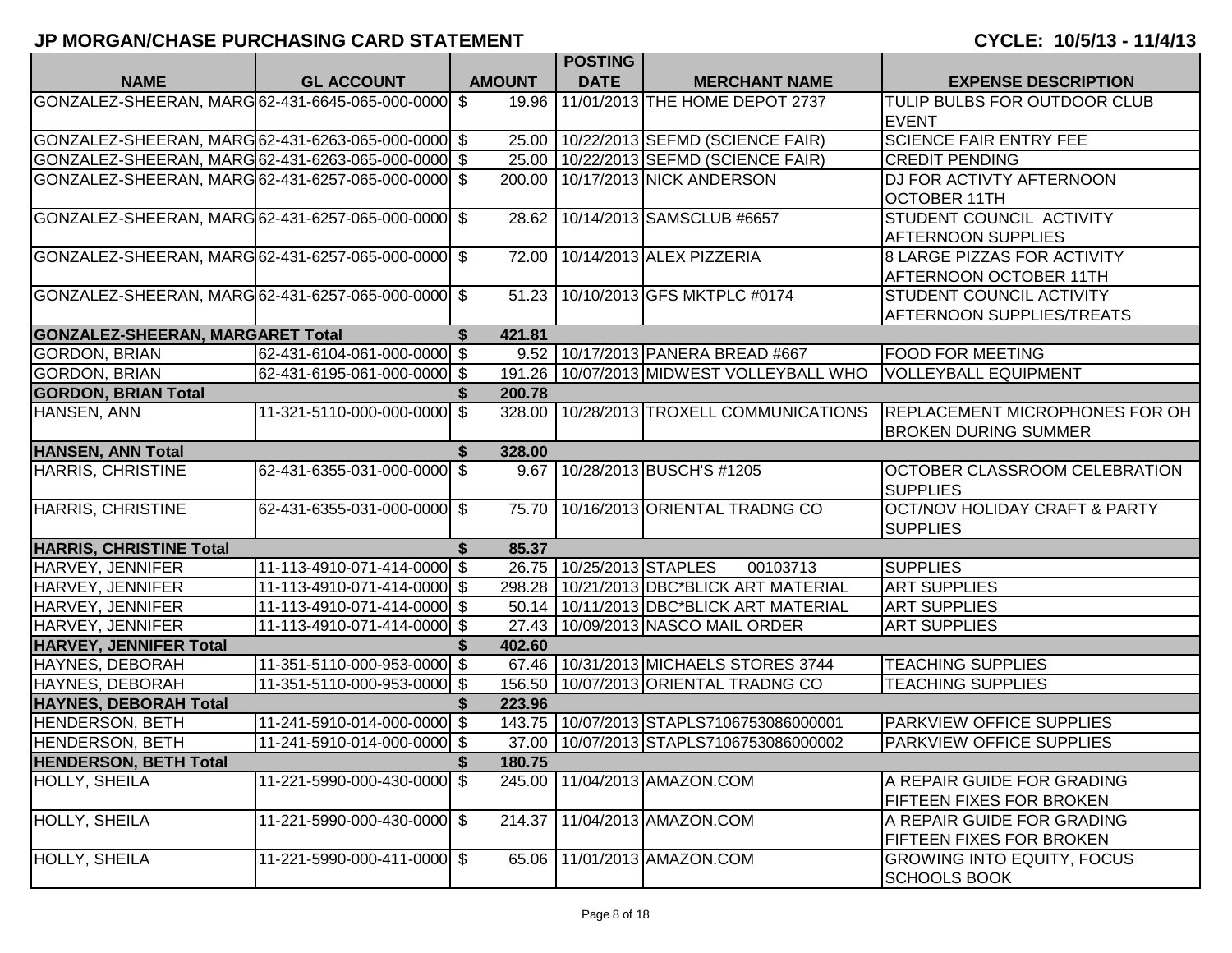## JP MORGAN/CHASE PURCHASING CARD STATEMENT

**CYCLE: 10/5/13 - 11/4/13**

| NAME | GL ACCOUNT | AMOUNT | POSTING DATE | MERCHANT NAME | EXPENSE DESCRIPTION |
|---|---|---|---|---|---|
| GONZALEZ-SHEERAN, MARG | 62-431-6645-065-000-0000 | $ 19.96 | 11/01/2013 | THE HOME DEPOT 2737 | TULIP BULBS FOR OUTDOOR CLUB EVENT |
| GONZALEZ-SHEERAN, MARG | 62-431-6263-065-000-0000 | $ 25.00 | 10/22/2013 | SEFMD (SCIENCE FAIR) | SCIENCE FAIR ENTRY FEE |
| GONZALEZ-SHEERAN, MARG | 62-431-6263-065-000-0000 | $ 25.00 | 10/22/2013 | SEFMD (SCIENCE FAIR) | CREDIT PENDING |
| GONZALEZ-SHEERAN, MARG | 62-431-6257-065-000-0000 | $ 200.00 | 10/17/2013 | NICK ANDERSON | DJ FOR ACTIVTY AFTERNOON OCTOBER 11TH |
| GONZALEZ-SHEERAN, MARG | 62-431-6257-065-000-0000 | $ 28.62 | 10/14/2013 | SAMSCLUB #6657 | STUDENT COUNCIL ACTIVITY AFTERNOON SUPPLIES |
| GONZALEZ-SHEERAN, MARG | 62-431-6257-065-000-0000 | $ 72.00 | 10/14/2013 | ALEX PIZZERIA | 8 LARGE PIZZAS FOR ACTIVITY AFTERNOON OCTOBER 11TH |
| GONZALEZ-SHEERAN, MARG | 62-431-6257-065-000-0000 | $ 51.23 | 10/10/2013 | GFS MKTPLC #0174 | STUDENT COUNCIL ACTIVITY AFTERNOON SUPPLIES/TREATS |
| **GONZALEZ-SHEERAN, MARGARET Total** | | **$ 421.81** | | | |
| GORDON, BRIAN | 62-431-6104-061-000-0000 | $ 9.52 | 10/17/2013 | PANERA BREAD #667 | FOOD FOR MEETING |
| GORDON, BRIAN | 62-431-6195-061-000-0000 | $ 191.26 | 10/07/2013 | MIDWEST VOLLEYBALL WHO | VOLLEYBALL EQUIPMENT |
| **GORDON, BRIAN Total** | | **$ 200.78** | | | |
| HANSEN, ANN | 11-321-5110-000-000-0000 | $ 328.00 | 10/28/2013 | TROXELL COMMUNICATIONS | REPLACEMENT MICROPHONES FOR OH BROKEN DURING SUMMER |
| **HANSEN, ANN Total** | | **$ 328.00** | | | |
| HARRIS, CHRISTINE | 62-431-6355-031-000-0000 | $ 9.67 | 10/28/2013 | BUSCH'S #1205 | OCTOBER CLASSROOM CELEBRATION SUPPLIES |
| HARRIS, CHRISTINE | 62-431-6355-031-000-0000 | $ 75.70 | 10/16/2013 | ORIENTAL TRADNG CO | OCT/NOV HOLIDAY CRAFT & PARTY SUPPLIES |
| **HARRIS, CHRISTINE Total** | | **$ 85.37** | | | |
| HARVEY, JENNIFER | 11-113-4910-071-414-0000 | $ 26.75 | 10/25/2013 | STAPLES 00103713 | SUPPLIES |
| HARVEY, JENNIFER | 11-113-4910-071-414-0000 | $ 298.28 | 10/21/2013 | DBC*BLICK ART MATERIAL | ART SUPPLIES |
| HARVEY, JENNIFER | 11-113-4910-071-414-0000 | $ 50.14 | 10/11/2013 | DBC*BLICK ART MATERIAL | ART SUPPLIES |
| HARVEY, JENNIFER | 11-113-4910-071-414-0000 | $ 27.43 | 10/09/2013 | NASCO MAIL ORDER | ART SUPPLIES |
| **HARVEY, JENNIFER Total** | | **$ 402.60** | | | |
| HAYNES, DEBORAH | 11-351-5110-000-953-0000 | $ 67.46 | 10/31/2013 | MICHAELS STORES 3744 | TEACHING SUPPLIES |
| HAYNES, DEBORAH | 11-351-5110-000-953-0000 | $ 156.50 | 10/07/2013 | ORIENTAL TRADNG CO | TEACHING SUPPLIES |
| **HAYNES, DEBORAH Total** | | **$ 223.96** | | | |
| HENDERSON, BETH | 11-241-5910-014-000-0000 | $ 143.75 | 10/07/2013 | STAPLS7106753086000001 | PARKVIEW OFFICE SUPPLIES |
| HENDERSON, BETH | 11-241-5910-014-000-0000 | $ 37.00 | 10/07/2013 | STAPLS7106753086000002 | PARKVIEW OFFICE SUPPLIES |
| **HENDERSON, BETH Total** | | **$ 180.75** | | | |
| HOLLY, SHEILA | 11-221-5990-000-430-0000 | $ 245.00 | 11/04/2013 | AMAZON.COM | A REPAIR GUIDE FOR GRADING FIFTEEN FIXES FOR BROKEN |
| HOLLY, SHEILA | 11-221-5990-000-430-0000 | $ 214.37 | 11/04/2013 | AMAZON.COM | A REPAIR GUIDE FOR GRADING FIFTEEN FIXES FOR BROKEN |
| HOLLY, SHEILA | 11-221-5990-000-411-0000 | $ 65.06 | 11/01/2013 | AMAZON.COM | GROWING INTO EQUITY, FOCUS SCHOOLS BOOK |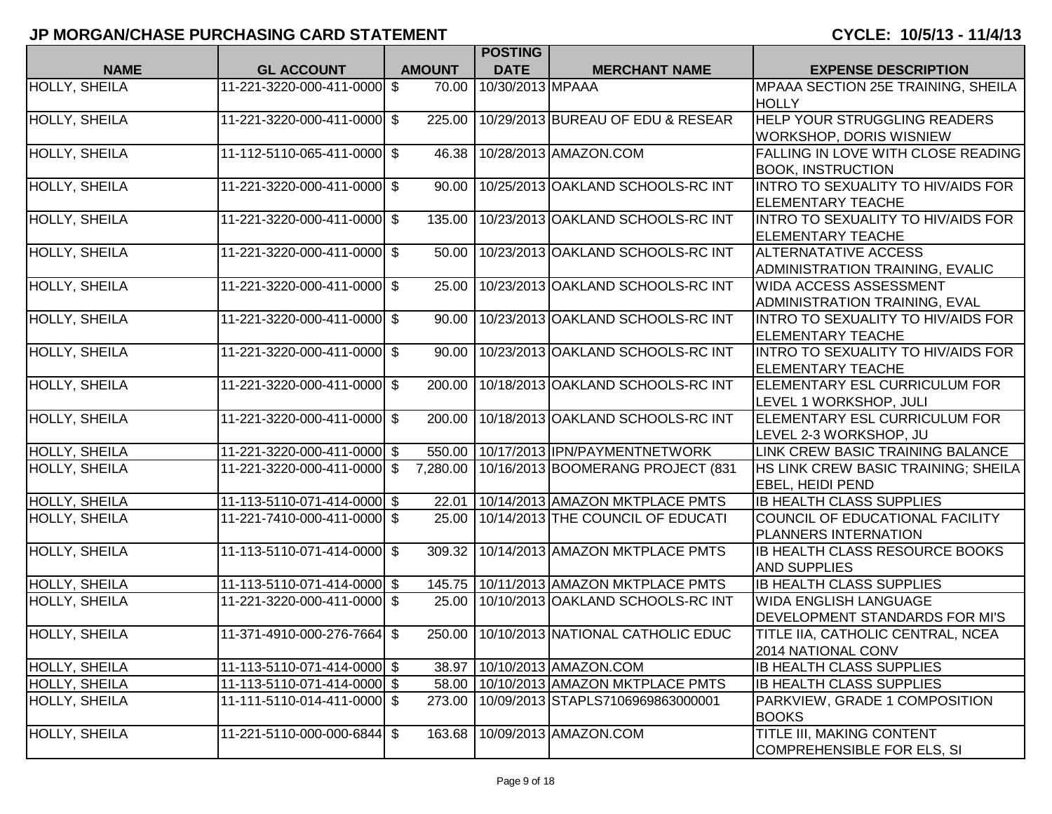# JP MORGAN/CHASE PURCHASING CARD STATEMENT

**CYCLE: 10/5/13 - 11/4/13**

| NAME | GL ACCOUNT | AMOUNT | POSTING DATE | MERCHANT NAME | EXPENSE DESCRIPTION |
|---|---|---|---|---|---|
| HOLLY, SHEILA | 11-221-3220-000-411-0000 | $ 70.00 | 10/30/2013 | MPAAA | MPAAA SECTION 25E TRAINING, SHEILA HOLLY |
| HOLLY, SHEILA | 11-221-3220-000-411-0000 | $ 225.00 | 10/29/2013 | BUREAU OF EDU & RESEAR | HELP YOUR STRUGGLING READERS WORKSHOP, DORIS WISNIEW |
| HOLLY, SHEILA | 11-112-5110-065-411-0000 | $ 46.38 | 10/28/2013 | AMAZON.COM | FALLING IN LOVE WITH CLOSE READING BOOK, INSTRUCTION |
| HOLLY, SHEILA | 11-221-3220-000-411-0000 | $ 90.00 | 10/25/2013 | OAKLAND SCHOOLS-RC INT | INTRO TO SEXUALITY TO HIV/AIDS FOR ELEMENTARY TEACHE |
| HOLLY, SHEILA | 11-221-3220-000-411-0000 | $ 135.00 | 10/23/2013 | OAKLAND SCHOOLS-RC INT | INTRO TO SEXUALITY TO HIV/AIDS FOR ELEMENTARY TEACHE |
| HOLLY, SHEILA | 11-221-3220-000-411-0000 | $ 50.00 | 10/23/2013 | OAKLAND SCHOOLS-RC INT | ALTERNATATIVE ACCESS ADMINISTRATION TRAINING, EVALIC |
| HOLLY, SHEILA | 11-221-3220-000-411-0000 | $ 25.00 | 10/23/2013 | OAKLAND SCHOOLS-RC INT | WIDA ACCESS ASSESSMENT ADMINISTRATION TRAINING, EVAL |
| HOLLY, SHEILA | 11-221-3220-000-411-0000 | $ 90.00 | 10/23/2013 | OAKLAND SCHOOLS-RC INT | INTRO TO SEXUALITY TO HIV/AIDS FOR ELEMENTARY TEACHE |
| HOLLY, SHEILA | 11-221-3220-000-411-0000 | $ 90.00 | 10/23/2013 | OAKLAND SCHOOLS-RC INT | INTRO TO SEXUALITY TO HIV/AIDS FOR ELEMENTARY TEACHE |
| HOLLY, SHEILA | 11-221-3220-000-411-0000 | $ 200.00 | 10/18/2013 | OAKLAND SCHOOLS-RC INT | ELEMENTARY ESL CURRICULUM FOR LEVEL 1 WORKSHOP, JULI |
| HOLLY, SHEILA | 11-221-3220-000-411-0000 | $ 200.00 | 10/18/2013 | OAKLAND SCHOOLS-RC INT | ELEMENTARY ESL CURRICULUM FOR LEVEL 2-3 WORKSHOP, JU |
| HOLLY, SHEILA | 11-221-3220-000-411-0000 | $ 550.00 | 10/17/2013 | IPN/PAYMENTNETWORK | LINK CREW BASIC TRAINING BALANCE |
| HOLLY, SHEILA | 11-221-3220-000-411-0000 | $ 7,280.00 | 10/16/2013 | BOOMERANG PROJECT (831 | HS LINK CREW BASIC TRAINING; SHEILA EBEL, HEIDI PEND |
| HOLLY, SHEILA | 11-113-5110-071-414-0000 | $ 22.01 | 10/14/2013 | AMAZON MKTPLACE PMTS | IB HEALTH CLASS SUPPLIES |
| HOLLY, SHEILA | 11-221-7410-000-411-0000 | $ 25.00 | 10/14/2013 | THE COUNCIL OF EDUCATI | COUNCIL OF EDUCATIONAL FACILITY PLANNERS INTERNATION |
| HOLLY, SHEILA | 11-113-5110-071-414-0000 | $ 309.32 | 10/14/2013 | AMAZON MKTPLACE PMTS | IB HEALTH CLASS RESOURCE BOOKS AND SUPPLIES |
| HOLLY, SHEILA | 11-113-5110-071-414-0000 | $ 145.75 | 10/11/2013 | AMAZON MKTPLACE PMTS | IB HEALTH CLASS SUPPLIES |
| HOLLY, SHEILA | 11-221-3220-000-411-0000 | $ 25.00 | 10/10/2013 | OAKLAND SCHOOLS-RC INT | WIDA ENGLISH LANGUAGE DEVELOPMENT STANDARDS FOR MI'S |
| HOLLY, SHEILA | 11-371-4910-000-276-7664 | $ 250.00 | 10/10/2013 | NATIONAL CATHOLIC EDUC | TITLE IIA, CATHOLIC CENTRAL, NCEA 2014 NATIONAL CONV |
| HOLLY, SHEILA | 11-113-5110-071-414-0000 | $ 38.97 | 10/10/2013 | AMAZON.COM | IB HEALTH CLASS SUPPLIES |
| HOLLY, SHEILA | 11-113-5110-071-414-0000 | $ 58.00 | 10/10/2013 | AMAZON MKTPLACE PMTS | IB HEALTH CLASS SUPPLIES |
| HOLLY, SHEILA | 11-111-5110-014-411-0000 | $ 273.00 | 10/09/2013 | STAPLS7106969863000001 | PARKVIEW, GRADE 1 COMPOSITION BOOKS |
| HOLLY, SHEILA | 11-221-5110-000-000-6844 | $ 163.68 | 10/09/2013 | AMAZON.COM | TITLE III, MAKING CONTENT COMPREHENSIBLE FOR ELS, SI |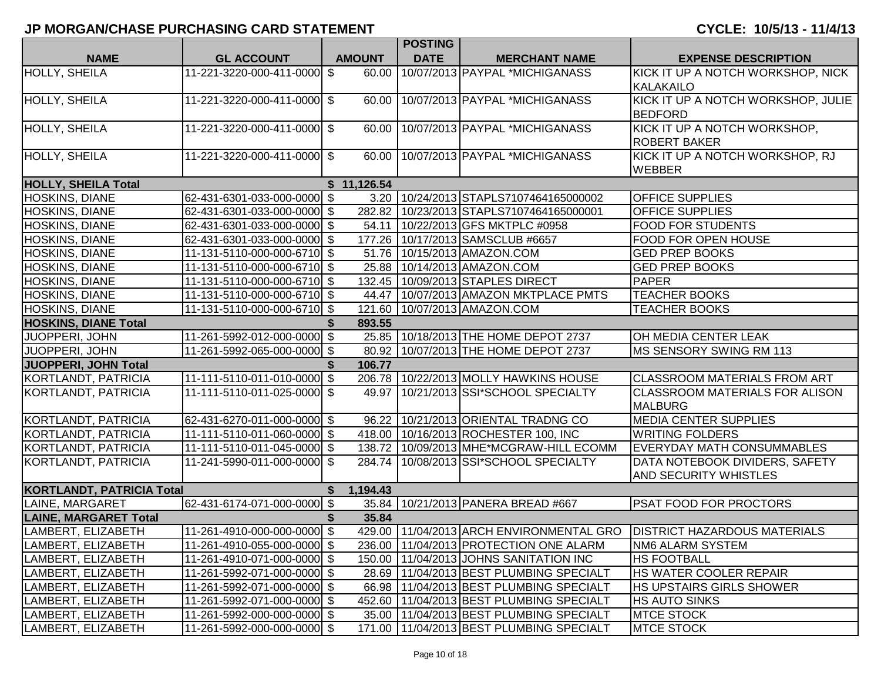## JP MORGAN/CHASE PURCHASING CARD STATEMENT

**CYCLE: 10/5/13 - 11/4/13**

| NAME | GL ACCOUNT | AMOUNT | POSTING DATE | MERCHANT NAME | EXPENSE DESCRIPTION |
|---|---|---|---|---|---|
| HOLLY, SHEILA | 11-221-3220-000-411-0000 | $ 60.00 | 10/07/2013 | PAYPAL *MICHIGANASS | KICK IT UP A NOTCH WORKSHOP, NICK KALAKAILO |
| HOLLY, SHEILA | 11-221-3220-000-411-0000 | $ 60.00 | 10/07/2013 | PAYPAL *MICHIGANASS | KICK IT UP A NOTCH WORKSHOP, JULIE BEDFORD |
| HOLLY, SHEILA | 11-221-3220-000-411-0000 | $ 60.00 | 10/07/2013 | PAYPAL *MICHIGANASS | KICK IT UP A NOTCH WORKSHOP, ROBERT BAKER |
| HOLLY, SHEILA | 11-221-3220-000-411-0000 | $ 60.00 | 10/07/2013 | PAYPAL *MICHIGANASS | KICK IT UP A NOTCH WORKSHOP, RJ WEBBER |
| **HOLLY, SHEILA Total** | | **$ 11,126.54** | | | |
| HOSKINS, DIANE | 62-431-6301-033-000-0000 | $ 3.20 | 10/24/2013 | STAPLS7107464165000002 | OFFICE SUPPLIES |
| HOSKINS, DIANE | 62-431-6301-033-000-0000 | $ 282.82 | 10/23/2013 | STAPLS7107464165000001 | OFFICE SUPPLIES |
| HOSKINS, DIANE | 62-431-6301-033-000-0000 | $ 54.11 | 10/22/2013 | GFS MKTPLC #0958 | FOOD FOR STUDENTS |
| HOSKINS, DIANE | 62-431-6301-033-000-0000 | $ 177.26 | 10/17/2013 | SAMSCLUB #6657 | FOOD FOR OPEN HOUSE |
| HOSKINS, DIANE | 11-131-5110-000-000-6710 | $ 51.76 | 10/15/2013 | AMAZON.COM | GED PREP BOOKS |
| HOSKINS, DIANE | 11-131-5110-000-000-6710 | $ 25.88 | 10/14/2013 | AMAZON.COM | GED PREP BOOKS |
| HOSKINS, DIANE | 11-131-5110-000-000-6710 | $ 132.45 | 10/09/2013 | STAPLES DIRECT | PAPER |
| HOSKINS, DIANE | 11-131-5110-000-000-6710 | $ 44.47 | 10/07/2013 | AMAZON MKTPLACE PMTS | TEACHER BOOKS |
| HOSKINS, DIANE | 11-131-5110-000-000-6710 | $ 121.60 | 10/07/2013 | AMAZON.COM | TEACHER BOOKS |
| **HOSKINS, DIANE Total** | | **$ 893.55** | | | |
| JUOPPERI, JOHN | 11-261-5992-012-000-0000 | $ 25.85 | 10/18/2013 | THE HOME DEPOT 2737 | OH MEDIA CENTER LEAK |
| JUOPPERI, JOHN | 11-261-5992-065-000-0000 | $ 80.92 | 10/07/2013 | THE HOME DEPOT 2737 | MS SENSORY SWING RM 113 |
| **JUOPPERI, JOHN Total** | | **$ 106.77** | | | |
| KORTLANDT, PATRICIA | 11-111-5110-011-010-0000 | $ 206.78 | 10/22/2013 | MOLLY HAWKINS HOUSE | CLASSROOM MATERIALS FROM ART |
| KORTLANDT, PATRICIA | 11-111-5110-011-025-0000 | $ 49.97 | 10/21/2013 | SSI*SCHOOL SPECIALTY | CLASSROOM MATERIALS FOR ALISON MALBURG |
| KORTLANDT, PATRICIA | 62-431-6270-011-000-0000 | $ 96.22 | 10/21/2013 | ORIENTAL TRADNG CO | MEDIA CENTER SUPPLIES |
| KORTLANDT, PATRICIA | 11-111-5110-011-060-0000 | $ 418.00 | 10/16/2013 | ROCHESTER 100, INC | WRITING FOLDERS |
| KORTLANDT, PATRICIA | 11-111-5110-011-045-0000 | $ 138.72 | 10/09/2013 | MHE*MCGRAW-HILL ECOMM | EVERYDAY MATH CONSUMMABLES |
| KORTLANDT, PATRICIA | 11-241-5990-011-000-0000 | $ 284.74 | 10/08/2013 | SSI*SCHOOL SPECIALTY | DATA NOTEBOOK DIVIDERS, SAFETY AND SECURITY WHISTLES |
| **KORTLANDT, PATRICIA Total** | | **$ 1,194.43** | | | |
| LAINE, MARGARET | 62-431-6174-071-000-0000 | $ 35.84 | 10/21/2013 | PANERA BREAD #667 | PSAT FOOD FOR PROCTORS |
| **LAINE, MARGARET Total** | | **$ 35.84** | | | |
| LAMBERT, ELIZABETH | 11-261-4910-000-000-0000 | $ 429.00 | 11/04/2013 | ARCH ENVIRONMENTAL GRO | DISTRICT HAZARDOUS MATERIALS |
| LAMBERT, ELIZABETH | 11-261-4910-055-000-0000 | $ 236.00 | 11/04/2013 | PROTECTION ONE ALARM | NM6 ALARM SYSTEM |
| LAMBERT, ELIZABETH | 11-261-4910-071-000-0000 | $ 150.00 | 11/04/2013 | JOHNS SANITATION INC | HS FOOTBALL |
| LAMBERT, ELIZABETH | 11-261-5992-071-000-0000 | $ 28.69 | 11/04/2013 | BEST PLUMBING SPECIALT | HS WATER COOLER REPAIR |
| LAMBERT, ELIZABETH | 11-261-5992-071-000-0000 | $ 66.98 | 11/04/2013 | BEST PLUMBING SPECIALT | HS UPSTAIRS GIRLS SHOWER |
| LAMBERT, ELIZABETH | 11-261-5992-071-000-0000 | $ 452.60 | 11/04/2013 | BEST PLUMBING SPECIALT | HS AUTO SINKS |
| LAMBERT, ELIZABETH | 11-261-5992-000-000-0000 | $ 35.00 | 11/04/2013 | BEST PLUMBING SPECIALT | MTCE STOCK |
| LAMBERT, ELIZABETH | 11-261-5992-000-000-0000 | $ 171.00 | 11/04/2013 | BEST PLUMBING SPECIALT | MTCE STOCK |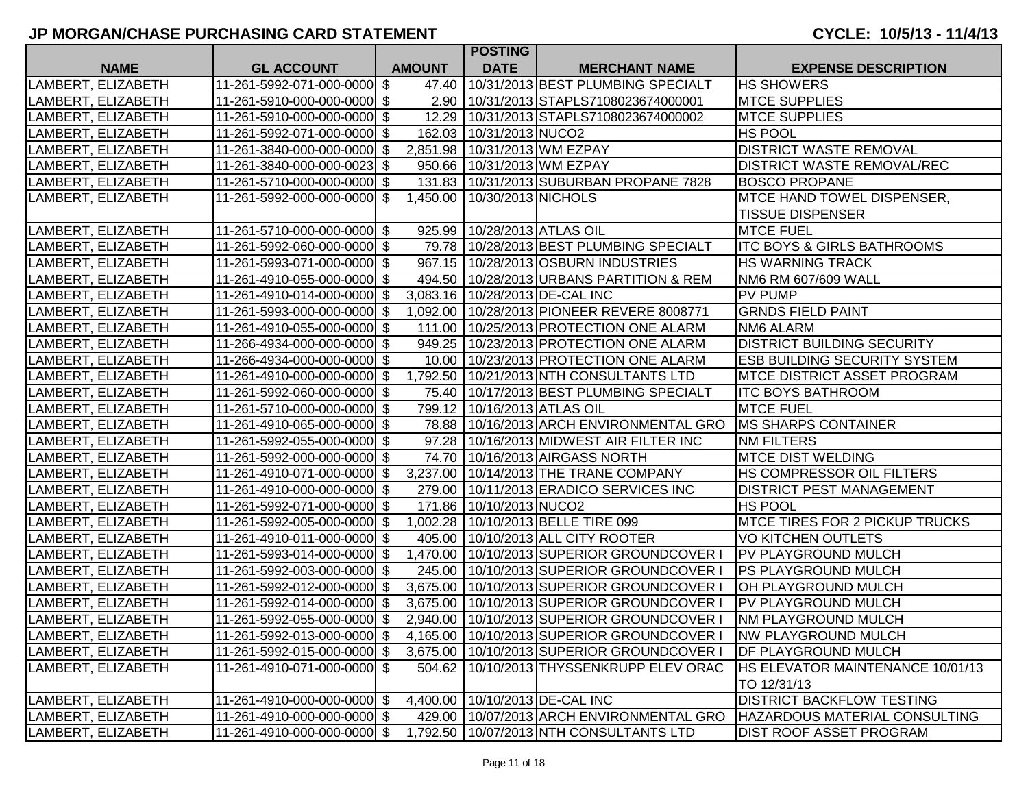# JP MORGAN/CHASE PURCHASING CARD STATEMENT

**CYCLE: 10/5/13 - 11/4/13**

| NAME | GL ACCOUNT | AMOUNT | POSTING DATE | MERCHANT NAME | EXPENSE DESCRIPTION |
|---|---|---|---|---|---|
| LAMBERT, ELIZABETH | 11-261-5992-071-000-0000 | $ 47.40 | 10/31/2013 | BEST PLUMBING SPECIALT | HS SHOWERS |
| LAMBERT, ELIZABETH | 11-261-5910-000-000-0000 | $ 2.90 | 10/31/2013 | STAPLS7108023674000001 | MTCE SUPPLIES |
| LAMBERT, ELIZABETH | 11-261-5910-000-000-0000 | $ 12.29 | 10/31/2013 | STAPLS7108023674000002 | MTCE SUPPLIES |
| LAMBERT, ELIZABETH | 11-261-5992-071-000-0000 | $ 162.03 | 10/31/2013 | NUCO2 | HS POOL |
| LAMBERT, ELIZABETH | 11-261-3840-000-000-0000 | $ 2,851.98 | 10/31/2013 | WM EZPAY | DISTRICT WASTE REMOVAL |
| LAMBERT, ELIZABETH | 11-261-3840-000-000-0023 | $ 950.66 | 10/31/2013 | WM EZPAY | DISTRICT WASTE REMOVAL/REC |
| LAMBERT, ELIZABETH | 11-261-5710-000-000-0000 | $ 131.83 | 10/31/2013 | SUBURBAN PROPANE 7828 | BOSCO PROPANE |
| LAMBERT, ELIZABETH | 11-261-5992-000-000-0000 | $ 1,450.00 | 10/30/2013 | NICHOLS | MTCE HAND TOWEL DISPENSER, TISSUE DISPENSER |
| LAMBERT, ELIZABETH | 11-261-5710-000-000-0000 | $ 925.99 | 10/28/2013 | ATLAS OIL | MTCE FUEL |
| LAMBERT, ELIZABETH | 11-261-5992-060-000-0000 | $ 79.78 | 10/28/2013 | BEST PLUMBING SPECIALT | ITC BOYS & GIRLS BATHROOMS |
| LAMBERT, ELIZABETH | 11-261-5993-071-000-0000 | $ 967.15 | 10/28/2013 | OSBURN INDUSTRIES | HS WARNING TRACK |
| LAMBERT, ELIZABETH | 11-261-4910-055-000-0000 | $ 494.50 | 10/28/2013 | URBANS PARTITION & REM | NM6 RM 607/609 WALL |
| LAMBERT, ELIZABETH | 11-261-4910-014-000-0000 | $ 3,083.16 | 10/28/2013 | DE-CAL INC | PV PUMP |
| LAMBERT, ELIZABETH | 11-261-5993-000-000-0000 | $ 1,092.00 | 10/28/2013 | PIONEER REVERE 8008771 | GRNDS FIELD PAINT |
| LAMBERT, ELIZABETH | 11-261-4910-055-000-0000 | $ 111.00 | 10/25/2013 | PROTECTION ONE ALARM | NM6 ALARM |
| LAMBERT, ELIZABETH | 11-266-4934-000-000-0000 | $ 949.25 | 10/23/2013 | PROTECTION ONE ALARM | DISTRICT BUILDING SECURITY |
| LAMBERT, ELIZABETH | 11-266-4934-000-000-0000 | $ 10.00 | 10/23/2013 | PROTECTION ONE ALARM | ESB BUILDING SECURITY SYSTEM |
| LAMBERT, ELIZABETH | 11-261-4910-000-000-0000 | $ 1,792.50 | 10/21/2013 | NTH CONSULTANTS LTD | MTCE DISTRICT ASSET PROGRAM |
| LAMBERT, ELIZABETH | 11-261-5992-060-000-0000 | $ 75.40 | 10/17/2013 | BEST PLUMBING SPECIALT | ITC BOYS BATHROOM |
| LAMBERT, ELIZABETH | 11-261-5710-000-000-0000 | $ 799.12 | 10/16/2013 | ATLAS OIL | MTCE FUEL |
| LAMBERT, ELIZABETH | 11-261-4910-065-000-0000 | $ 78.88 | 10/16/2013 | ARCH ENVIRONMENTAL GRO | MS SHARPS CONTAINER |
| LAMBERT, ELIZABETH | 11-261-5992-055-000-0000 | $ 97.28 | 10/16/2013 | MIDWEST AIR FILTER INC | NM FILTERS |
| LAMBERT, ELIZABETH | 11-261-5992-000-000-0000 | $ 74.70 | 10/16/2013 | AIRGASS NORTH | MTCE DIST WELDING |
| LAMBERT, ELIZABETH | 11-261-4910-071-000-0000 | $ 3,237.00 | 10/14/2013 | THE TRANE COMPANY | HS COMPRESSOR OIL FILTERS |
| LAMBERT, ELIZABETH | 11-261-4910-000-000-0000 | $ 279.00 | 10/11/2013 | ERADICO SERVICES INC | DISTRICT PEST MANAGEMENT |
| LAMBERT, ELIZABETH | 11-261-5992-071-000-0000 | $ 171.86 | 10/10/2013 | NUCO2 | HS POOL |
| LAMBERT, ELIZABETH | 11-261-5992-005-000-0000 | $ 1,002.28 | 10/10/2013 | BELLE TIRE 099 | MTCE TIRES FOR 2 PICKUP TRUCKS |
| LAMBERT, ELIZABETH | 11-261-4910-011-000-0000 | $ 405.00 | 10/10/2013 | ALL CITY ROOTER | VO KITCHEN OUTLETS |
| LAMBERT, ELIZABETH | 11-261-5993-014-000-0000 | $ 1,470.00 | 10/10/2013 | SUPERIOR GROUNDCOVER I | PV PLAYGROUND MULCH |
| LAMBERT, ELIZABETH | 11-261-5992-003-000-0000 | $ 245.00 | 10/10/2013 | SUPERIOR GROUNDCOVER I | PS PLAYGROUND MULCH |
| LAMBERT, ELIZABETH | 11-261-5992-012-000-0000 | $ 3,675.00 | 10/10/2013 | SUPERIOR GROUNDCOVER I | OH PLAYGROUND MULCH |
| LAMBERT, ELIZABETH | 11-261-5992-014-000-0000 | $ 3,675.00 | 10/10/2013 | SUPERIOR GROUNDCOVER I | PV PLAYGROUND MULCH |
| LAMBERT, ELIZABETH | 11-261-5992-055-000-0000 | $ 2,940.00 | 10/10/2013 | SUPERIOR GROUNDCOVER I | NM PLAYGROUND MULCH |
| LAMBERT, ELIZABETH | 11-261-5992-013-000-0000 | $ 4,165.00 | 10/10/2013 | SUPERIOR GROUNDCOVER I | NW PLAYGROUND MULCH |
| LAMBERT, ELIZABETH | 11-261-5992-015-000-0000 | $ 3,675.00 | 10/10/2013 | SUPERIOR GROUNDCOVER I | DF PLAYGROUND MULCH |
| LAMBERT, ELIZABETH | 11-261-4910-071-000-0000 | $ 504.62 | 10/10/2013 | THYSSENKRUPP ELEV ORAC | HS ELEVATOR MAINTENANCE 10/01/13 TO 12/31/13 |
| LAMBERT, ELIZABETH | 11-261-4910-000-000-0000 | $ 4,400.00 | 10/10/2013 | DE-CAL INC | DISTRICT BACKFLOW TESTING |
| LAMBERT, ELIZABETH | 11-261-4910-000-000-0000 | $ 429.00 | 10/07/2013 | ARCH ENVIRONMENTAL GRO | HAZARDOUS MATERIAL CONSULTING |
| LAMBERT, ELIZABETH | 11-261-4910-000-000-0000 | $ 1,792.50 | 10/07/2013 | NTH CONSULTANTS LTD | DIST ROOF ASSET PROGRAM |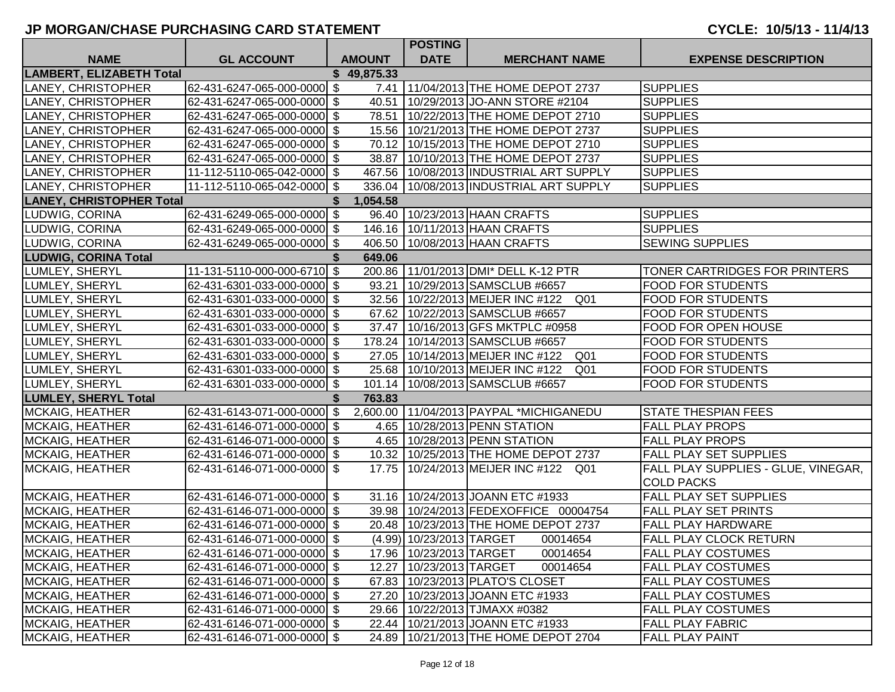## JP MORGAN/CHASE PURCHASING CARD STATEMENT

**CYCLE: 10/5/13 - 11/4/13**

| NAME | GL ACCOUNT | AMOUNT | POSTING DATE | MERCHANT NAME | EXPENSE DESCRIPTION |
|---|---|---|---|---|---|
| **LAMBERT, ELIZABETH Total** | | **$ 49,875.33** | | | |
| LANEY, CHRISTOPHER | 62-431-6247-065-000-0000 | $ 7.41 | 11/04/2013 | THE HOME DEPOT 2737 | SUPPLIES |
| LANEY, CHRISTOPHER | 62-431-6247-065-000-0000 | $ 40.51 | 10/29/2013 | JO-ANN STORE #2104 | SUPPLIES |
| LANEY, CHRISTOPHER | 62-431-6247-065-000-0000 | $ 78.51 | 10/22/2013 | THE HOME DEPOT 2710 | SUPPLIES |
| LANEY, CHRISTOPHER | 62-431-6247-065-000-0000 | $ 15.56 | 10/21/2013 | THE HOME DEPOT 2737 | SUPPLIES |
| LANEY, CHRISTOPHER | 62-431-6247-065-000-0000 | $ 70.12 | 10/15/2013 | THE HOME DEPOT 2710 | SUPPLIES |
| LANEY, CHRISTOPHER | 62-431-6247-065-000-0000 | $ 38.87 | 10/10/2013 | THE HOME DEPOT 2737 | SUPPLIES |
| LANEY, CHRISTOPHER | 11-112-5110-065-042-0000 | $ 467.56 | 10/08/2013 | INDUSTRIAL ART SUPPLY | SUPPLIES |
| LANEY, CHRISTOPHER | 11-112-5110-065-042-0000 | $ 336.04 | 10/08/2013 | INDUSTRIAL ART SUPPLY | SUPPLIES |
| **LANEY, CHRISTOPHER Total** | | **$ 1,054.58** | | | |
| LUDWIG, CORINA | 62-431-6249-065-000-0000 | $ 96.40 | 10/23/2013 | HAAN CRAFTS | SUPPLIES |
| LUDWIG, CORINA | 62-431-6249-065-000-0000 | $ 146.16 | 10/11/2013 | HAAN CRAFTS | SUPPLIES |
| LUDWIG, CORINA | 62-431-6249-065-000-0000 | $ 406.50 | 10/08/2013 | HAAN CRAFTS | SEWING SUPPLIES |
| **LUDWIG, CORINA Total** | | **$ 649.06** | | | |
| LUMLEY, SHERYL | 11-131-5110-000-000-6710 | $ 200.86 | 11/01/2013 | DMI* DELL K-12 PTR | TONER CARTRIDGES FOR PRINTERS |
| LUMLEY, SHERYL | 62-431-6301-033-000-0000 | $ 93.21 | 10/29/2013 | SAMSCLUB #6657 | FOOD FOR STUDENTS |
| LUMLEY, SHERYL | 62-431-6301-033-000-0000 | $ 32.56 | 10/22/2013 | MEIJER INC #122 Q01 | FOOD FOR STUDENTS |
| LUMLEY, SHERYL | 62-431-6301-033-000-0000 | $ 67.62 | 10/22/2013 | SAMSCLUB #6657 | FOOD FOR STUDENTS |
| LUMLEY, SHERYL | 62-431-6301-033-000-0000 | $ 37.47 | 10/16/2013 | GFS MKTPLC #0958 | FOOD FOR OPEN HOUSE |
| LUMLEY, SHERYL | 62-431-6301-033-000-0000 | $ 178.24 | 10/14/2013 | SAMSCLUB #6657 | FOOD FOR STUDENTS |
| LUMLEY, SHERYL | 62-431-6301-033-000-0000 | $ 27.05 | 10/14/2013 | MEIJER INC #122 Q01 | FOOD FOR STUDENTS |
| LUMLEY, SHERYL | 62-431-6301-033-000-0000 | $ 25.68 | 10/10/2013 | MEIJER INC #122 Q01 | FOOD FOR STUDENTS |
| LUMLEY, SHERYL | 62-431-6301-033-000-0000 | $ 101.14 | 10/08/2013 | SAMSCLUB #6657 | FOOD FOR STUDENTS |
| **LUMLEY, SHERYL Total** | | **$ 763.83** | | | |
| MCKAIG, HEATHER | 62-431-6143-071-000-0000 | $ 2,600.00 | 11/04/2013 | PAYPAL *MICHIGANEDU | STATE THESPIAN FEES |
| MCKAIG, HEATHER | 62-431-6146-071-000-0000 | $ 4.65 | 10/28/2013 | PENN STATION | FALL PLAY PROPS |
| MCKAIG, HEATHER | 62-431-6146-071-000-0000 | $ 4.65 | 10/28/2013 | PENN STATION | FALL PLAY PROPS |
| MCKAIG, HEATHER | 62-431-6146-071-000-0000 | $ 10.32 | 10/25/2013 | THE HOME DEPOT 2737 | FALL PLAY SET SUPPLIES |
| MCKAIG, HEATHER | 62-431-6146-071-000-0000 | $ 17.75 | 10/24/2013 | MEIJER INC #122 Q01 | FALL PLAY SUPPLIES - GLUE, VINEGAR, COLD PACKS |
| MCKAIG, HEATHER | 62-431-6146-071-000-0000 | $ 31.16 | 10/24/2013 | JOANN ETC #1933 | FALL PLAY SET SUPPLIES |
| MCKAIG, HEATHER | 62-431-6146-071-000-0000 | $ 39.98 | 10/24/2013 | FEDEXOFFICE 00004754 | FALL PLAY SET PRINTS |
| MCKAIG, HEATHER | 62-431-6146-071-000-0000 | $ 20.48 | 10/23/2013 | THE HOME DEPOT 2737 | FALL PLAY HARDWARE |
| MCKAIG, HEATHER | 62-431-6146-071-000-0000 | $ (4.99) | 10/23/2013 | TARGET 00014654 | FALL PLAY CLOCK RETURN |
| MCKAIG, HEATHER | 62-431-6146-071-000-0000 | $ 17.96 | 10/23/2013 | TARGET 00014654 | FALL PLAY COSTUMES |
| MCKAIG, HEATHER | 62-431-6146-071-000-0000 | $ 12.27 | 10/23/2013 | TARGET 00014654 | FALL PLAY COSTUMES |
| MCKAIG, HEATHER | 62-431-6146-071-000-0000 | $ 67.83 | 10/23/2013 | PLATO'S CLOSET | FALL PLAY COSTUMES |
| MCKAIG, HEATHER | 62-431-6146-071-000-0000 | $ 27.20 | 10/23/2013 | JOANN ETC #1933 | FALL PLAY COSTUMES |
| MCKAIG, HEATHER | 62-431-6146-071-000-0000 | $ 29.66 | 10/22/2013 | TJMAXX #0382 | FALL PLAY COSTUMES |
| MCKAIG, HEATHER | 62-431-6146-071-000-0000 | $ 22.44 | 10/21/2013 | JOANN ETC #1933 | FALL PLAY FABRIC |
| MCKAIG, HEATHER | 62-431-6146-071-000-0000 | $ 24.89 | 10/21/2013 | THE HOME DEPOT 2704 | FALL PLAY PAINT |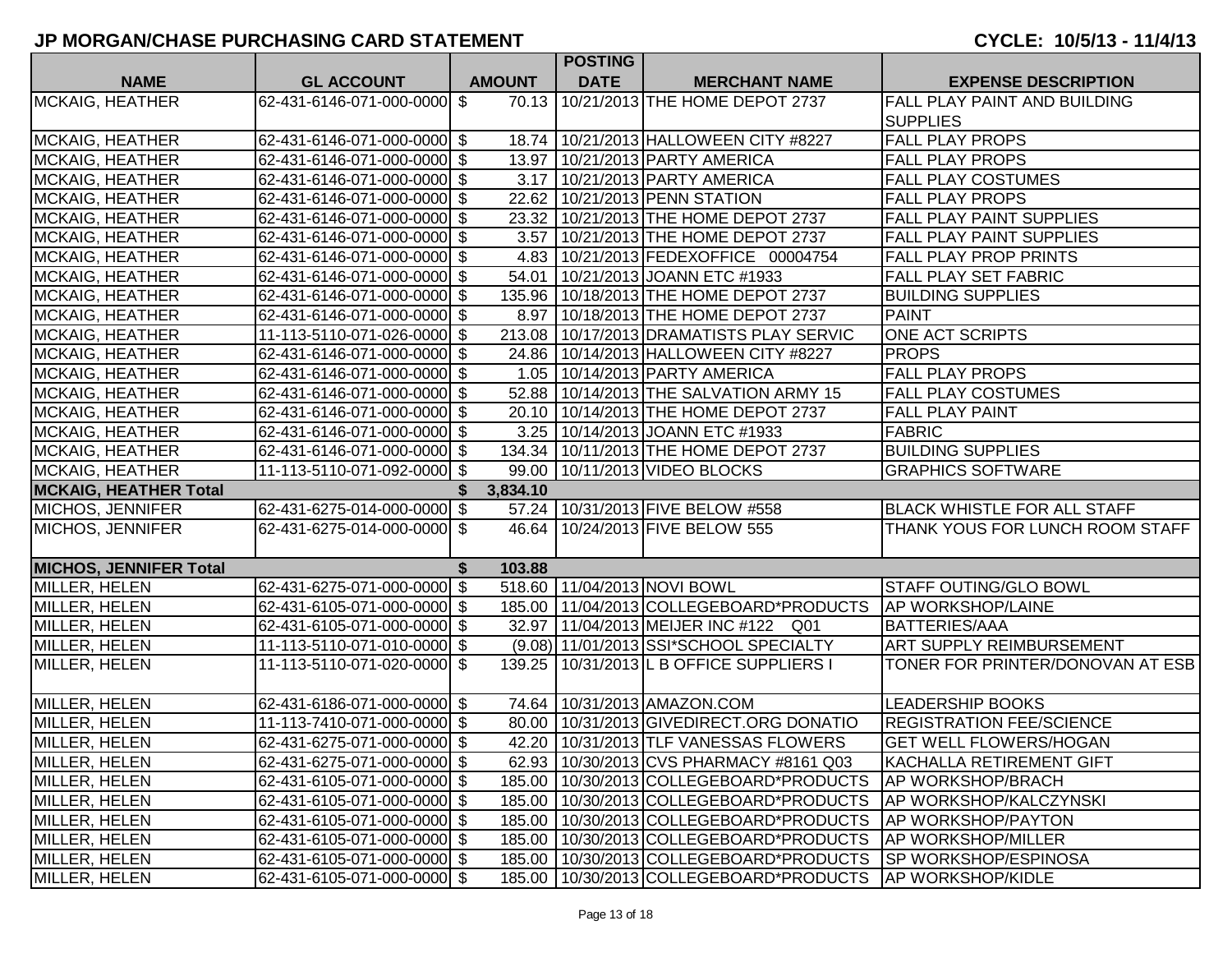# JP MORGAN/CHASE PURCHASING CARD STATEMENT

**CYCLE: 10/5/13 - 11/4/13**

| NAME | GL ACCOUNT | AMOUNT | POSTING DATE | MERCHANT NAME | EXPENSE DESCRIPTION |
|---|---|---|---|---|---|
| MCKAIG, HEATHER | 62-431-6146-071-000-0000 | $ 70.13 | 10/21/2013 | THE HOME DEPOT 2737 | FALL PLAY PAINT AND BUILDING SUPPLIES |
| MCKAIG, HEATHER | 62-431-6146-071-000-0000 | $ 18.74 | 10/21/2013 | HALLOWEEN CITY #8227 | FALL PLAY PROPS |
| MCKAIG, HEATHER | 62-431-6146-071-000-0000 | $ 13.97 | 10/21/2013 | PARTY AMERICA | FALL PLAY PROPS |
| MCKAIG, HEATHER | 62-431-6146-071-000-0000 | $ 3.17 | 10/21/2013 | PARTY AMERICA | FALL PLAY COSTUMES |
| MCKAIG, HEATHER | 62-431-6146-071-000-0000 | $ 22.62 | 10/21/2013 | PENN STATION | FALL PLAY PROPS |
| MCKAIG, HEATHER | 62-431-6146-071-000-0000 | $ 23.32 | 10/21/2013 | THE HOME DEPOT 2737 | FALL PLAY PAINT SUPPLIES |
| MCKAIG, HEATHER | 62-431-6146-071-000-0000 | $ 3.57 | 10/21/2013 | THE HOME DEPOT 2737 | FALL PLAY PAINT SUPPLIES |
| MCKAIG, HEATHER | 62-431-6146-071-000-0000 | $ 4.83 | 10/21/2013 | FEDEXOFFICE 00004754 | FALL PLAY PROP PRINTS |
| MCKAIG, HEATHER | 62-431-6146-071-000-0000 | $ 54.01 | 10/21/2013 | JOANN ETC #1933 | FALL PLAY SET FABRIC |
| MCKAIG, HEATHER | 62-431-6146-071-000-0000 | $ 135.96 | 10/18/2013 | THE HOME DEPOT 2737 | BUILDING SUPPLIES |
| MCKAIG, HEATHER | 62-431-6146-071-000-0000 | $ 8.97 | 10/18/2013 | THE HOME DEPOT 2737 | PAINT |
| MCKAIG, HEATHER | 11-113-5110-071-026-0000 | $ 213.08 | 10/17/2013 | DRAMATISTS PLAY SERVIC | ONE ACT SCRIPTS |
| MCKAIG, HEATHER | 62-431-6146-071-000-0000 | $ 24.86 | 10/14/2013 | HALLOWEEN CITY #8227 | PROPS |
| MCKAIG, HEATHER | 62-431-6146-071-000-0000 | $ 1.05 | 10/14/2013 | PARTY AMERICA | FALL PLAY PROPS |
| MCKAIG, HEATHER | 62-431-6146-071-000-0000 | $ 52.88 | 10/14/2013 | THE SALVATION ARMY 15 | FALL PLAY COSTUMES |
| MCKAIG, HEATHER | 62-431-6146-071-000-0000 | $ 20.10 | 10/14/2013 | THE HOME DEPOT 2737 | FALL PLAY PAINT |
| MCKAIG, HEATHER | 62-431-6146-071-000-0000 | $ 3.25 | 10/14/2013 | JOANN ETC #1933 | FABRIC |
| MCKAIG, HEATHER | 62-431-6146-071-000-0000 | $ 134.34 | 10/11/2013 | THE HOME DEPOT 2737 | BUILDING SUPPLIES |
| MCKAIG, HEATHER | 11-113-5110-071-092-0000 | $ 99.00 | 10/11/2013 | VIDEO BLOCKS | GRAPHICS SOFTWARE |
| **MCKAIG, HEATHER Total** | | **$ 3,834.10** | | | |
| MICHOS, JENNIFER | 62-431-6275-014-000-0000 | $ 57.24 | 10/31/2013 | FIVE BELOW #558 | BLACK WHISTLE FOR ALL STAFF |
| MICHOS, JENNIFER | 62-431-6275-014-000-0000 | $ 46.64 | 10/24/2013 | FIVE BELOW 555 | THANK YOUS FOR LUNCH ROOM STAFF |
| **MICHOS, JENNIFER Total** | | **$ 103.88** | | | |
| MILLER, HELEN | 62-431-6275-071-000-0000 | $ 518.60 | 11/04/2013 | NOVI BOWL | STAFF OUTING/GLO BOWL |
| MILLER, HELEN | 62-431-6105-071-000-0000 | $ 185.00 | 11/04/2013 | COLLEGEBOARD*PRODUCTS | AP WORKSHOP/LAINE |
| MILLER, HELEN | 62-431-6105-071-000-0000 | $ 32.97 | 11/04/2013 | MEIJER INC #122 Q01 | BATTERIES/AAA |
| MILLER, HELEN | 11-113-5110-071-010-0000 | $ (9.08) | 11/01/2013 | SSI*SCHOOL SPECIALTY | ART SUPPLY REIMBURSEMENT |
| MILLER, HELEN | 11-113-5110-071-020-0000 | $ 139.25 | 10/31/2013 | L B OFFICE SUPPLIERS I | TONER FOR PRINTER/DONOVAN AT ESB |
| MILLER, HELEN | 62-431-6186-071-000-0000 | $ 74.64 | 10/31/2013 | AMAZON.COM | LEADERSHIP BOOKS |
| MILLER, HELEN | 11-113-7410-071-000-0000 | $ 80.00 | 10/31/2013 | GIVEDIRECT.ORG DONATIO | REGISTRATION FEE/SCIENCE |
| MILLER, HELEN | 62-431-6275-071-000-0000 | $ 42.20 | 10/31/2013 | TLF VANESSAS FLOWERS | GET WELL FLOWERS/HOGAN |
| MILLER, HELEN | 62-431-6275-071-000-0000 | $ 62.93 | 10/30/2013 | CVS PHARMACY #8161 Q03 | KACHALLA RETIREMENT GIFT |
| MILLER, HELEN | 62-431-6105-071-000-0000 | $ 185.00 | 10/30/2013 | COLLEGEBOARD*PRODUCTS | AP WORKSHOP/BRACH |
| MILLER, HELEN | 62-431-6105-071-000-0000 | $ 185.00 | 10/30/2013 | COLLEGEBOARD*PRODUCTS | AP WORKSHOP/KALCZYNSKI |
| MILLER, HELEN | 62-431-6105-071-000-0000 | $ 185.00 | 10/30/2013 | COLLEGEBOARD*PRODUCTS | AP WORKSHOP/PAYTON |
| MILLER, HELEN | 62-431-6105-071-000-0000 | $ 185.00 | 10/30/2013 | COLLEGEBOARD*PRODUCTS | AP WORKSHOP/MILLER |
| MILLER, HELEN | 62-431-6105-071-000-0000 | $ 185.00 | 10/30/2013 | COLLEGEBOARD*PRODUCTS | SP WORKSHOP/ESPINOSA |
| MILLER, HELEN | 62-431-6105-071-000-0000 | $ 185.00 | 10/30/2013 | COLLEGEBOARD*PRODUCTS | AP WORKSHOP/KIDLE |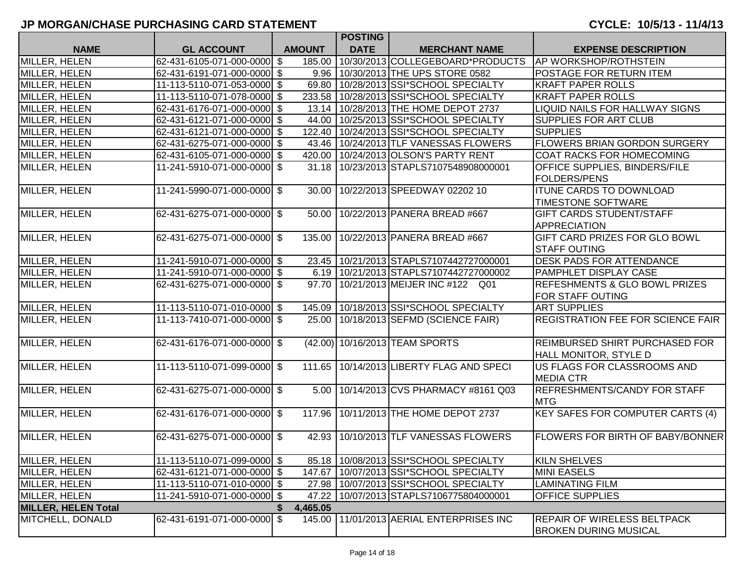# JP MORGAN/CHASE PURCHASING CARD STATEMENT

**CYCLE: 10/5/13 - 11/4/13**

| NAME | GL ACCOUNT | AMOUNT | POSTING DATE | MERCHANT NAME | EXPENSE DESCRIPTION |
|---|---|---|---|---|---|
| MILLER, HELEN | 62-431-6105-071-000-0000 | $ 185.00 | 10/30/2013 | COLLEGEBOARD*PRODUCTS | AP WORKSHOP/ROTHSTEIN |
| MILLER, HELEN | 62-431-6191-071-000-0000 | $ 9.96 | 10/30/2013 | THE UPS STORE 0582 | POSTAGE FOR RETURN ITEM |
| MILLER, HELEN | 11-113-5110-071-053-0000 | $ 69.80 | 10/28/2013 | SSI*SCHOOL SPECIALTY | KRAFT PAPER ROLLS |
| MILLER, HELEN | 11-113-5110-071-078-0000 | $ 233.58 | 10/28/2013 | SSI*SCHOOL SPECIALTY | KRAFT PAPER ROLLS |
| MILLER, HELEN | 62-431-6176-071-000-0000 | $ 13.14 | 10/28/2013 | THE HOME DEPOT 2737 | LIQUID NAILS FOR HALLWAY SIGNS |
| MILLER, HELEN | 62-431-6121-071-000-0000 | $ 44.00 | 10/25/2013 | SSI*SCHOOL SPECIALTY | SUPPLIES FOR ART CLUB |
| MILLER, HELEN | 62-431-6121-071-000-0000 | $ 122.40 | 10/24/2013 | SSI*SCHOOL SPECIALTY | SUPPLIES |
| MILLER, HELEN | 62-431-6275-071-000-0000 | $ 43.46 | 10/24/2013 | TLF VANESSAS FLOWERS | FLOWERS BRIAN GORDON SURGERY |
| MILLER, HELEN | 62-431-6105-071-000-0000 | $ 420.00 | 10/24/2013 | OLSON'S PARTY RENT | COAT RACKS FOR HOMECOMING |
| MILLER, HELEN | 11-241-5910-071-000-0000 | $ 31.18 | 10/23/2013 | STAPLS7107548908000001 | OFFICE SUPPLIES, BINDERS/FILE FOLDERS/PENS |
| MILLER, HELEN | 11-241-5990-071-000-0000 | $ 30.00 | 10/22/2013 | SPEEDWAY 02202 10 | ITUNE CARDS TO DOWNLOAD TIMESTONE SOFTWARE |
| MILLER, HELEN | 62-431-6275-071-000-0000 | $ 50.00 | 10/22/2013 | PANERA BREAD #667 | GIFT CARDS STUDENT/STAFF APPRECIATION |
| MILLER, HELEN | 62-431-6275-071-000-0000 | $ 135.00 | 10/22/2013 | PANERA BREAD #667 | GIFT CARD PRIZES FOR GLO BOWL STAFF OUTING |
| MILLER, HELEN | 11-241-5910-071-000-0000 | $ 23.45 | 10/21/2013 | STAPLS7107442727000001 | DESK PADS FOR ATTENDANCE |
| MILLER, HELEN | 11-241-5910-071-000-0000 | $ 6.19 | 10/21/2013 | STAPLS7107442727000002 | PAMPHLET DISPLAY CASE |
| MILLER, HELEN | 62-431-6275-071-000-0000 | $ 97.70 | 10/21/2013 | MEIJER INC #122 Q01 | REFESHMENTS & GLO BOWL PRIZES FOR STAFF OUTING |
| MILLER, HELEN | 11-113-5110-071-010-0000 | $ 145.09 | 10/18/2013 | SSI*SCHOOL SPECIALTY | ART SUPPLIES |
| MILLER, HELEN | 11-113-7410-071-000-0000 | $ 25.00 | 10/18/2013 | SEFMD (SCIENCE FAIR) | REGISTRATION FEE FOR SCIENCE FAIR |
| MILLER, HELEN | 62-431-6176-071-000-0000 | $ (42.00) | 10/16/2013 | TEAM SPORTS | REIMBURSED SHIRT PURCHASED FOR HALL MONITOR, STYLE D |
| MILLER, HELEN | 11-113-5110-071-099-0000 | $ 111.65 | 10/14/2013 | LIBERTY FLAG AND SPECI | US FLAGS FOR CLASSROOMS AND MEDIA CTR |
| MILLER, HELEN | 62-431-6275-071-000-0000 | $ 5.00 | 10/14/2013 | CVS PHARMACY #8161 Q03 | REFRESHMENTS/CANDY FOR STAFF MTG |
| MILLER, HELEN | 62-431-6176-071-000-0000 | $ 117.96 | 10/11/2013 | THE HOME DEPOT 2737 | KEY SAFES FOR COMPUTER CARTS (4) |
| MILLER, HELEN | 62-431-6275-071-000-0000 | $ 42.93 | 10/10/2013 | TLF VANESSAS FLOWERS | FLOWERS FOR BIRTH OF BABY/BONNER |
| MILLER, HELEN | 11-113-5110-071-099-0000 | $ 85.18 | 10/08/2013 | SSI*SCHOOL SPECIALTY | KILN SHELVES |
| MILLER, HELEN | 62-431-6121-071-000-0000 | $ 147.67 | 10/07/2013 | SSI*SCHOOL SPECIALTY | MINI EASELS |
| MILLER, HELEN | 11-113-5110-071-010-0000 | $ 27.98 | 10/07/2013 | SSI*SCHOOL SPECIALTY | LAMINATING FILM |
| MILLER, HELEN | 11-241-5910-071-000-0000 | $ 47.22 | 10/07/2013 | STAPLS7106775804000001 | OFFICE SUPPLIES |
| **MILLER, HELEN Total** | | **$ 4,465.05** | | | |
| MITCHELL, DONALD | 62-431-6191-071-000-0000 | $ 145.00 | 11/01/2013 | AERIAL ENTERPRISES INC | REPAIR OF WIRELESS BELTPACK BROKEN DURING MUSICAL |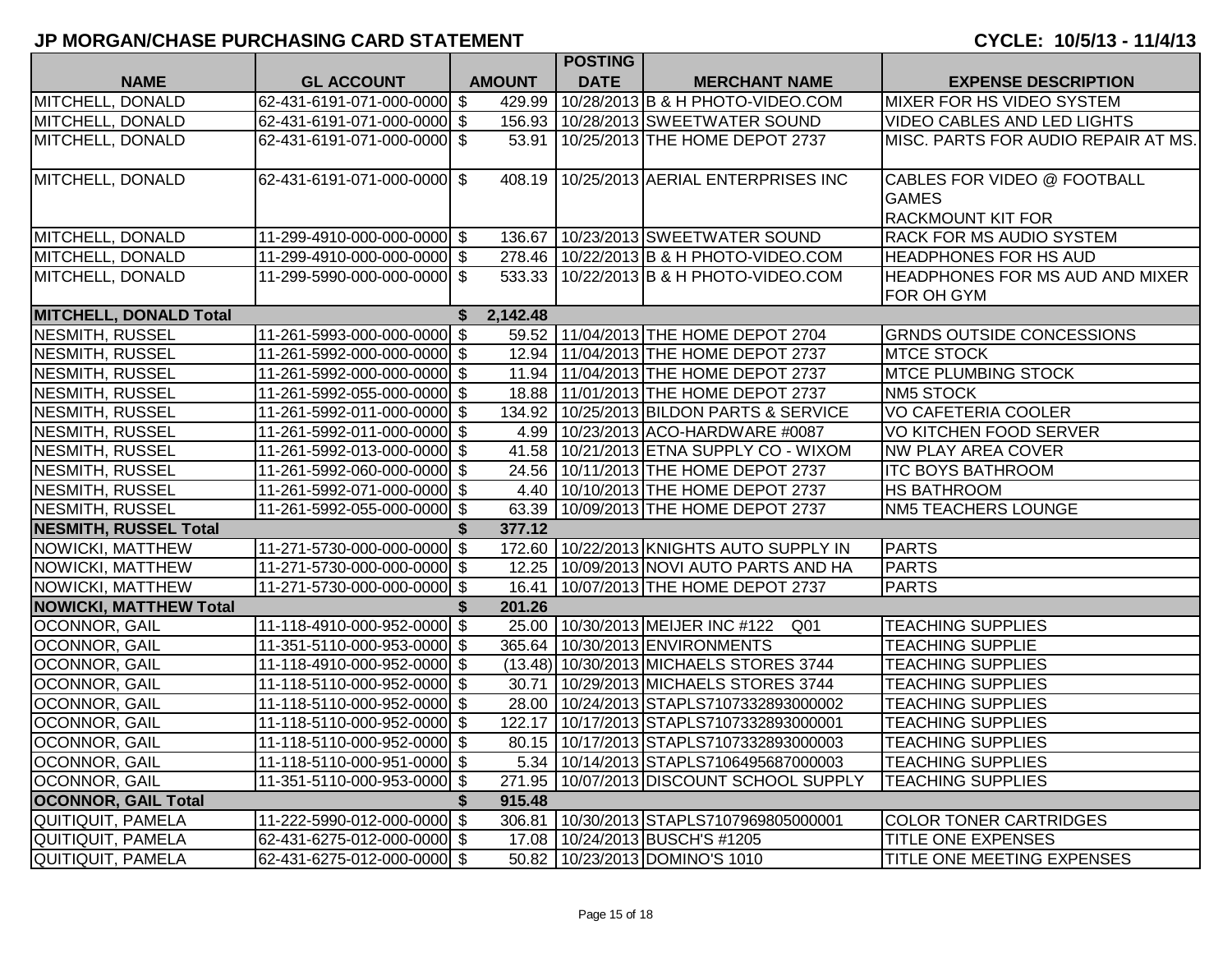## JP MORGAN/CHASE PURCHASING CARD STATEMENT

**CYCLE: 10/5/13 - 11/4/13**

| NAME | GL ACCOUNT | AMOUNT | POSTING DATE | MERCHANT NAME | EXPENSE DESCRIPTION |
|---|---|---|---|---|---|
| MITCHELL, DONALD | 62-431-6191-071-000-0000 | $ 429.99 | 10/28/2013 | B & H PHOTO-VIDEO.COM | MIXER FOR HS VIDEO SYSTEM |
| MITCHELL, DONALD | 62-431-6191-071-000-0000 | $ 156.93 | 10/28/2013 | SWEETWATER SOUND | VIDEO CABLES AND LED LIGHTS |
| MITCHELL, DONALD | 62-431-6191-071-000-0000 | $ 53.91 | 10/25/2013 | THE HOME DEPOT 2737 | MISC. PARTS FOR AUDIO REPAIR AT MS. |
| MITCHELL, DONALD | 62-431-6191-071-000-0000 | $ 408.19 | 10/25/2013 | AERIAL ENTERPRISES INC | CABLES FOR VIDEO @ FOOTBALL GAMES RACKMOUNT KIT FOR |
| MITCHELL, DONALD | 11-299-4910-000-000-0000 | $ 136.67 | 10/23/2013 | SWEETWATER SOUND | RACK FOR MS AUDIO SYSTEM |
| MITCHELL, DONALD | 11-299-4910-000-000-0000 | $ 278.46 | 10/22/2013 | B & H PHOTO-VIDEO.COM | HEADPHONES FOR HS AUD |
| MITCHELL, DONALD | 11-299-5990-000-000-0000 | $ 533.33 | 10/22/2013 | B & H PHOTO-VIDEO.COM | HEADPHONES FOR MS AUD AND MIXER FOR OH GYM |
| **MITCHELL, DONALD Total** | | **$ 2,142.48** | | | |
| NESMITH, RUSSEL | 11-261-5993-000-000-0000 | $ 59.52 | 11/04/2013 | THE HOME DEPOT 2704 | GRNDS OUTSIDE CONCESSIONS |
| NESMITH, RUSSEL | 11-261-5992-000-000-0000 | $ 12.94 | 11/04/2013 | THE HOME DEPOT 2737 | MTCE STOCK |
| NESMITH, RUSSEL | 11-261-5992-000-000-0000 | $ 11.94 | 11/04/2013 | THE HOME DEPOT 2737 | MTCE PLUMBING STOCK |
| NESMITH, RUSSEL | 11-261-5992-055-000-0000 | $ 18.88 | 11/01/2013 | THE HOME DEPOT 2737 | NM5 STOCK |
| NESMITH, RUSSEL | 11-261-5992-011-000-0000 | $ 134.92 | 10/25/2013 | BILDON PARTS & SERVICE | VO CAFETERIA COOLER |
| NESMITH, RUSSEL | 11-261-5992-011-000-0000 | $ 4.99 | 10/23/2013 | ACO-HARDWARE #0087 | VO KITCHEN FOOD SERVER |
| NESMITH, RUSSEL | 11-261-5992-013-000-0000 | $ 41.58 | 10/21/2013 | ETNA SUPPLY CO - WIXOM | NW PLAY AREA COVER |
| NESMITH, RUSSEL | 11-261-5992-060-000-0000 | $ 24.56 | 10/11/2013 | THE HOME DEPOT 2737 | ITC BOYS BATHROOM |
| NESMITH, RUSSEL | 11-261-5992-071-000-0000 | $ 4.40 | 10/10/2013 | THE HOME DEPOT 2737 | HS BATHROOM |
| NESMITH, RUSSEL | 11-261-5992-055-000-0000 | $ 63.39 | 10/09/2013 | THE HOME DEPOT 2737 | NM5 TEACHERS LOUNGE |
| **NESMITH, RUSSEL Total** | | **$ 377.12** | | | |
| NOWICKI, MATTHEW | 11-271-5730-000-000-0000 | $ 172.60 | 10/22/2013 | KNIGHTS AUTO SUPPLY IN | PARTS |
| NOWICKI, MATTHEW | 11-271-5730-000-000-0000 | $ 12.25 | 10/09/2013 | NOVI AUTO PARTS AND HA | PARTS |
| NOWICKI, MATTHEW | 11-271-5730-000-000-0000 | $ 16.41 | 10/07/2013 | THE HOME DEPOT 2737 | PARTS |
| **NOWICKI, MATTHEW Total** | | **$ 201.26** | | | |
| OCONNOR, GAIL | 11-118-4910-000-952-0000 | $ 25.00 | 10/30/2013 | MEIJER INC #122 Q01 | TEACHING SUPPLIES |
| OCONNOR, GAIL | 11-351-5110-000-953-0000 | $ 365.64 | 10/30/2013 | ENVIRONMENTS | TEACHING SUPPLIE |
| OCONNOR, GAIL | 11-118-4910-000-952-0000 | $ (13.48) | 10/30/2013 | MICHAELS STORES 3744 | TEACHING SUPPLIES |
| OCONNOR, GAIL | 11-118-5110-000-952-0000 | $ 30.71 | 10/29/2013 | MICHAELS STORES 3744 | TEACHING SUPPLIES |
| OCONNOR, GAIL | 11-118-5110-000-952-0000 | $ 28.00 | 10/24/2013 | STAPLS7107332893000002 | TEACHING SUPPLIES |
| OCONNOR, GAIL | 11-118-5110-000-952-0000 | $ 122.17 | 10/17/2013 | STAPLS7107332893000001 | TEACHING SUPPLIES |
| OCONNOR, GAIL | 11-118-5110-000-952-0000 | $ 80.15 | 10/17/2013 | STAPLS7107332893000003 | TEACHING SUPPLIES |
| OCONNOR, GAIL | 11-118-5110-000-951-0000 | $ 5.34 | 10/14/2013 | STAPLS7106495687000003 | TEACHING SUPPLIES |
| OCONNOR, GAIL | 11-351-5110-000-953-0000 | $ 271.95 | 10/07/2013 | DISCOUNT SCHOOL SUPPLY | TEACHING SUPPLIES |
| **OCONNOR, GAIL Total** | | **$ 915.48** | | | |
| QUITIQUIT, PAMELA | 11-222-5990-012-000-0000 | $ 306.81 | 10/30/2013 | STAPLS7107969805000001 | COLOR TONER CARTRIDGES |
| QUITIQUIT, PAMELA | 62-431-6275-012-000-0000 | $ 17.08 | 10/24/2013 | BUSCH'S #1205 | TITLE ONE EXPENSES |
| QUITIQUIT, PAMELA | 62-431-6275-012-000-0000 | $ 50.82 | 10/23/2013 | DOMINO'S 1010 | TITLE ONE MEETING EXPENSES |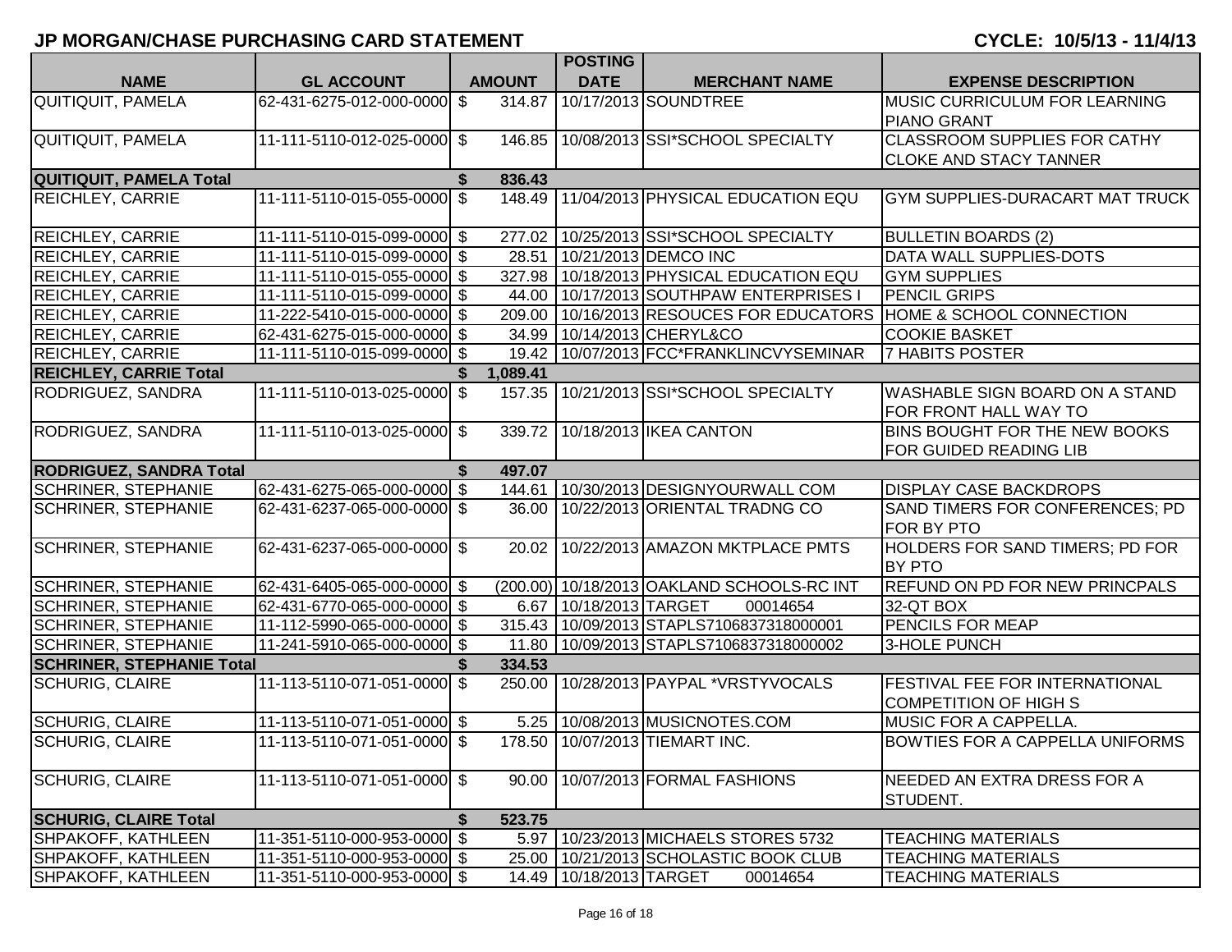**JP MORGAN/CHASE PURCHASING CARD STATEMENT** **CYCLE: 10/5/13 - 11/4/13**

| NAME | GL ACCOUNT | AMOUNT | POSTING DATE | MERCHANT NAME | EXPENSE DESCRIPTION |
|---|---|---|---|---|---|
| QUITIQUIT, PAMELA | 62-431-6275-012-000-0000 | $ 314.87 | 10/17/2013 | SOUNDTREE | MUSIC CURRICULUM FOR LEARNING PIANO GRANT |
| QUITIQUIT, PAMELA | 11-111-5110-012-025-0000 | $ 146.85 | 10/08/2013 | SSI*SCHOOL SPECIALTY | CLASSROOM SUPPLIES FOR CATHY CLOKE AND STACY TANNER |
| **QUITIQUIT, PAMELA Total** | | **$ 836.43** | | | |
| REICHLEY, CARRIE | 11-111-5110-015-055-0000 | $ 148.49 | 11/04/2013 | PHYSICAL EDUCATION EQU | GYM SUPPLIES-DURACART MAT TRUCK |
| REICHLEY, CARRIE | 11-111-5110-015-099-0000 | $ 277.02 | 10/25/2013 | SSI*SCHOOL SPECIALTY | BULLETIN BOARDS (2) |
| REICHLEY, CARRIE | 11-111-5110-015-099-0000 | $ 28.51 | 10/21/2013 | DEMCO INC | DATA WALL SUPPLIES-DOTS |
| REICHLEY, CARRIE | 11-111-5110-015-055-0000 | $ 327.98 | 10/18/2013 | PHYSICAL EDUCATION EQU | GYM SUPPLIES |
| REICHLEY, CARRIE | 11-111-5110-015-099-0000 | $ 44.00 | 10/17/2013 | SOUTHPAW ENTERPRISES I | PENCIL GRIPS |
| REICHLEY, CARRIE | 11-222-5410-015-000-0000 | $ 209.00 | 10/16/2013 | RESOUCES FOR EDUCATORS | HOME & SCHOOL CONNECTION |
| REICHLEY, CARRIE | 62-431-6275-015-000-0000 | $ 34.99 | 10/14/2013 | CHERYL&CO | COOKIE BASKET |
| REICHLEY, CARRIE | 11-111-5110-015-099-0000 | $ 19.42 | 10/07/2013 | FCC*FRANKLINCVYSEMINAR | 7 HABITS POSTER |
| **REICHLEY, CARRIE Total** | | **$ 1,089.41** | | | |
| RODRIGUEZ, SANDRA | 11-111-5110-013-025-0000 | $ 157.35 | 10/21/2013 | SSI*SCHOOL SPECIALTY | WASHABLE SIGN BOARD ON A STAND FOR FRONT HALL WAY TO |
| RODRIGUEZ, SANDRA | 11-111-5110-013-025-0000 | $ 339.72 | 10/18/2013 | IKEA CANTON | BINS BOUGHT FOR THE NEW BOOKS FOR GUIDED READING LIB |
| **RODRIGUEZ, SANDRA Total** | | **$ 497.07** | | | |
| SCHRINER, STEPHANIE | 62-431-6275-065-000-0000 | $ 144.61 | 10/30/2013 | DESIGNYOURWALL COM | DISPLAY CASE BACKDROPS |
| SCHRINER, STEPHANIE | 62-431-6237-065-000-0000 | $ 36.00 | 10/22/2013 | ORIENTAL TRADNG CO | SAND TIMERS FOR CONFERENCES; PD FOR BY PTO |
| SCHRINER, STEPHANIE | 62-431-6237-065-000-0000 | $ 20.02 | 10/22/2013 | AMAZON MKTPLACE PMTS | HOLDERS FOR SAND TIMERS; PD FOR BY PTO |
| SCHRINER, STEPHANIE | 62-431-6405-065-000-0000 | $ (200.00) | 10/18/2013 | OAKLAND SCHOOLS-RC INT | REFUND ON PD FOR NEW PRINCPALS |
| SCHRINER, STEPHANIE | 62-431-6770-065-000-0000 | $ 6.67 | 10/18/2013 | TARGET 00014654 | 32-QT BOX |
| SCHRINER, STEPHANIE | 11-112-5990-065-000-0000 | $ 315.43 | 10/09/2013 | STAPLS7106837318000001 | PENCILS FOR MEAP |
| SCHRINER, STEPHANIE | 11-241-5910-065-000-0000 | $ 11.80 | 10/09/2013 | STAPLS7106837318000002 | 3-HOLE PUNCH |
| **SCHRINER, STEPHANIE Total** | | **$ 334.53** | | | |
| SCHURIG, CLAIRE | 11-113-5110-071-051-0000 | $ 250.00 | 10/28/2013 | PAYPAL *VRSTYVOCALS | FESTIVAL FEE FOR INTERNATIONAL COMPETITION OF HIGH S |
| SCHURIG, CLAIRE | 11-113-5110-071-051-0000 | $ 5.25 | 10/08/2013 | MUSICNOTES.COM | MUSIC FOR A CAPPELLA. |
| SCHURIG, CLAIRE | 11-113-5110-071-051-0000 | $ 178.50 | 10/07/2013 | TIEMART INC. | BOWTIES FOR A CAPPELLA UNIFORMS |
| SCHURIG, CLAIRE | 11-113-5110-071-051-0000 | $ 90.00 | 10/07/2013 | FORMAL FASHIONS | NEEDED AN EXTRA DRESS FOR A STUDENT. |
| **SCHURIG, CLAIRE Total** | | **$ 523.75** | | | |
| SHPAKOFF, KATHLEEN | 11-351-5110-000-953-0000 | $ 5.97 | 10/23/2013 | MICHAELS STORES 5732 | TEACHING MATERIALS |
| SHPAKOFF, KATHLEEN | 11-351-5110-000-953-0000 | $ 25.00 | 10/21/2013 | SCHOLASTIC BOOK CLUB | TEACHING MATERIALS |
| SHPAKOFF, KATHLEEN | 11-351-5110-000-953-0000 | $ 14.49 | 10/18/2013 | TARGET 00014654 | TEACHING MATERIALS |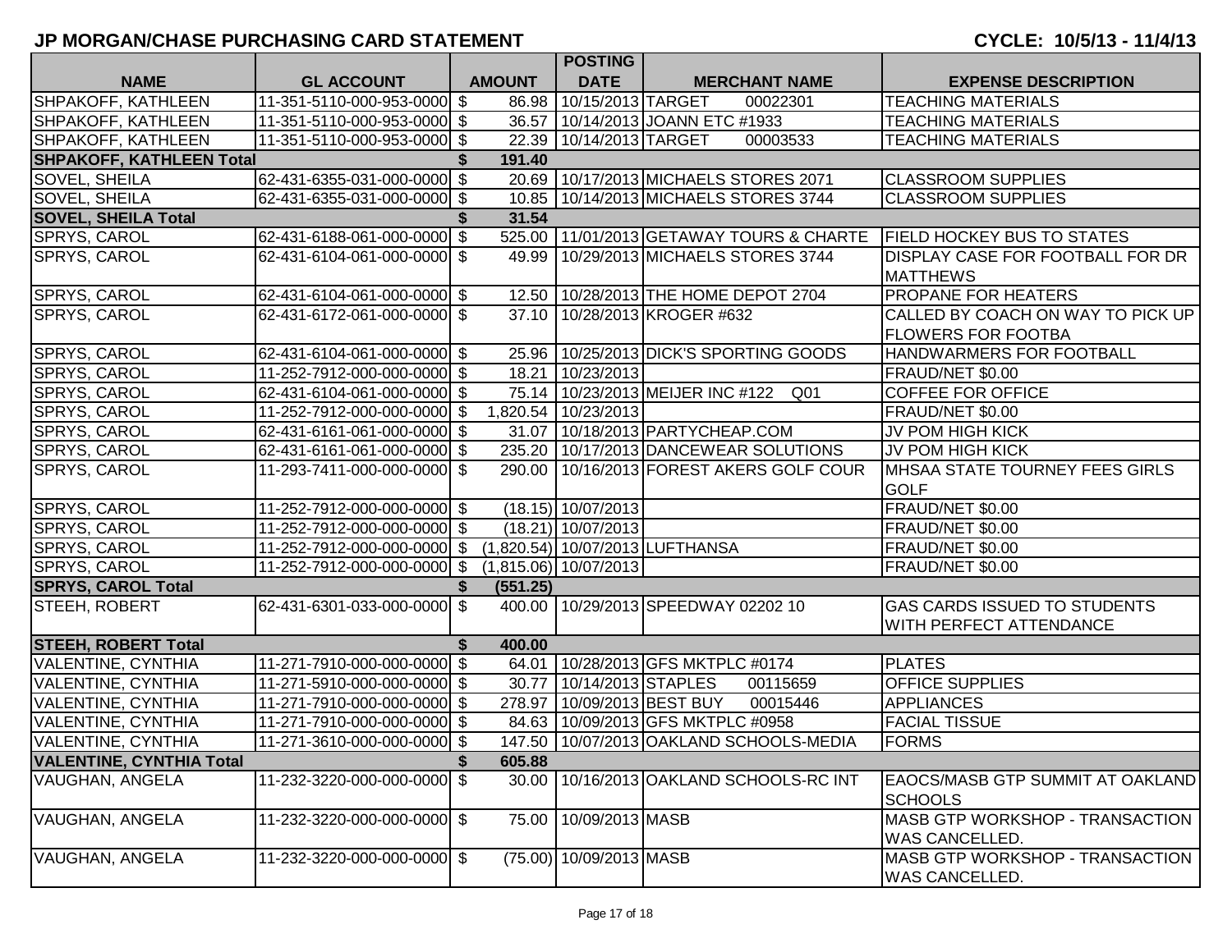# JP MORGAN/CHASE PURCHASING CARD STATEMENT

**CYCLE: 10/5/13 - 11/4/13**

| NAME | GL ACCOUNT | AMOUNT | POSTING DATE | MERCHANT NAME | EXPENSE DESCRIPTION |
|---|---|---|---|---|---|
| SHPAKOFF, KATHLEEN | 11-351-5110-000-953-0000 | $ 86.98 | 10/15/2013 | TARGET 00022301 | TEACHING MATERIALS |
| SHPAKOFF, KATHLEEN | 11-351-5110-000-953-0000 | $ 36.57 | 10/14/2013 | JOANN ETC #1933 | TEACHING MATERIALS |
| SHPAKOFF, KATHLEEN | 11-351-5110-000-953-0000 | $ 22.39 | 10/14/2013 | TARGET 00003533 | TEACHING MATERIALS |
| **SHPAKOFF, KATHLEEN Total** | | **$ 191.40** | | | |
| SOVEL, SHEILA | 62-431-6355-031-000-0000 | $ 20.69 | 10/17/2013 | MICHAELS STORES 2071 | CLASSROOM SUPPLIES |
| SOVEL, SHEILA | 62-431-6355-031-000-0000 | $ 10.85 | 10/14/2013 | MICHAELS STORES 3744 | CLASSROOM SUPPLIES |
| **SOVEL, SHEILA Total** | | **$ 31.54** | | | |
| SPRYS, CAROL | 62-431-6188-061-000-0000 | $ 525.00 | 11/01/2013 | GETAWAY TOURS & CHARTE | FIELD HOCKEY BUS TO STATES |
| SPRYS, CAROL | 62-431-6104-061-000-0000 | $ 49.99 | 10/29/2013 | MICHAELS STORES 3744 | DISPLAY CASE FOR FOOTBALL FOR DR MATTHEWS |
| SPRYS, CAROL | 62-431-6104-061-000-0000 | $ 12.50 | 10/28/2013 | THE HOME DEPOT 2704 | PROPANE FOR HEATERS |
| SPRYS, CAROL | 62-431-6172-061-000-0000 | $ 37.10 | 10/28/2013 | KROGER #632 | CALLED BY COACH ON WAY TO PICK UP FLOWERS FOR FOOTBA |
| SPRYS, CAROL | 62-431-6104-061-000-0000 | $ 25.96 | 10/25/2013 | DICK'S SPORTING GOODS | HANDWARMERS FOR FOOTBALL |
| SPRYS, CAROL | 11-252-7912-000-000-0000 | $ 18.21 | 10/23/2013 | | FRAUD/NET $0.00 |
| SPRYS, CAROL | 62-431-6104-061-000-0000 | $ 75.14 | 10/23/2013 | MEIJER INC #122 Q01 | COFFEE FOR OFFICE |
| SPRYS, CAROL | 11-252-7912-000-000-0000 | $ 1,820.54 | 10/23/2013 | | FRAUD/NET $0.00 |
| SPRYS, CAROL | 62-431-6161-061-000-0000 | $ 31.07 | 10/18/2013 | PARTYCHEAP.COM | JV POM HIGH KICK |
| SPRYS, CAROL | 62-431-6161-061-000-0000 | $ 235.20 | 10/17/2013 | DANCEWEAR SOLUTIONS | JV POM HIGH KICK |
| SPRYS, CAROL | 11-293-7411-000-000-0000 | $ 290.00 | 10/16/2013 | FOREST AKERS GOLF COUR | MHSAA STATE TOURNEY FEES GIRLS GOLF |
| SPRYS, CAROL | 11-252-7912-000-000-0000 | $ (18.15) | 10/07/2013 | | FRAUD/NET $0.00 |
| SPRYS, CAROL | 11-252-7912-000-000-0000 | $ (18.21) | 10/07/2013 | | FRAUD/NET $0.00 |
| SPRYS, CAROL | 11-252-7912-000-000-0000 | $ (1,820.54) | 10/07/2013 | LUFTHANSA | FRAUD/NET $0.00 |
| SPRYS, CAROL | 11-252-7912-000-000-0000 | $ (1,815.06) | 10/07/2013 | | FRAUD/NET $0.00 |
| **SPRYS, CAROL Total** | | **$ (551.25)** | | | |
| STEEH, ROBERT | 62-431-6301-033-000-0000 | $ 400.00 | 10/29/2013 | SPEEDWAY 02202 10 | GAS CARDS ISSUED TO STUDENTS WITH PERFECT ATTENDANCE |
| **STEEH, ROBERT Total** | | **$ 400.00** | | | |
| VALENTINE, CYNTHIA | 11-271-7910-000-000-0000 | $ 64.01 | 10/28/2013 | GFS MKTPLC #0174 | PLATES |
| VALENTINE, CYNTHIA | 11-271-5910-000-000-0000 | $ 30.77 | 10/14/2013 | STAPLES 00115659 | OFFICE SUPPLIES |
| VALENTINE, CYNTHIA | 11-271-7910-000-000-0000 | $ 278.97 | 10/09/2013 | BEST BUY 00015446 | APPLIANCES |
| VALENTINE, CYNTHIA | 11-271-7910-000-000-0000 | $ 84.63 | 10/09/2013 | GFS MKTPLC #0958 | FACIAL TISSUE |
| VALENTINE, CYNTHIA | 11-271-3610-000-000-0000 | $ 147.50 | 10/07/2013 | OAKLAND SCHOOLS-MEDIA | FORMS |
| **VALENTINE, CYNTHIA Total** | | **$ 605.88** | | | |
| VAUGHAN, ANGELA | 11-232-3220-000-000-0000 | $ 30.00 | 10/16/2013 | OAKLAND SCHOOLS-RC INT | EAOCS/MASB GTP SUMMIT AT OAKLAND SCHOOLS |
| VAUGHAN, ANGELA | 11-232-3220-000-000-0000 | $ 75.00 | 10/09/2013 | MASB | MASB GTP WORKSHOP - TRANSACTION WAS CANCELLED. |
| VAUGHAN, ANGELA | 11-232-3220-000-000-0000 | $ (75.00) | 10/09/2013 | MASB | MASB GTP WORKSHOP - TRANSACTION WAS CANCELLED. |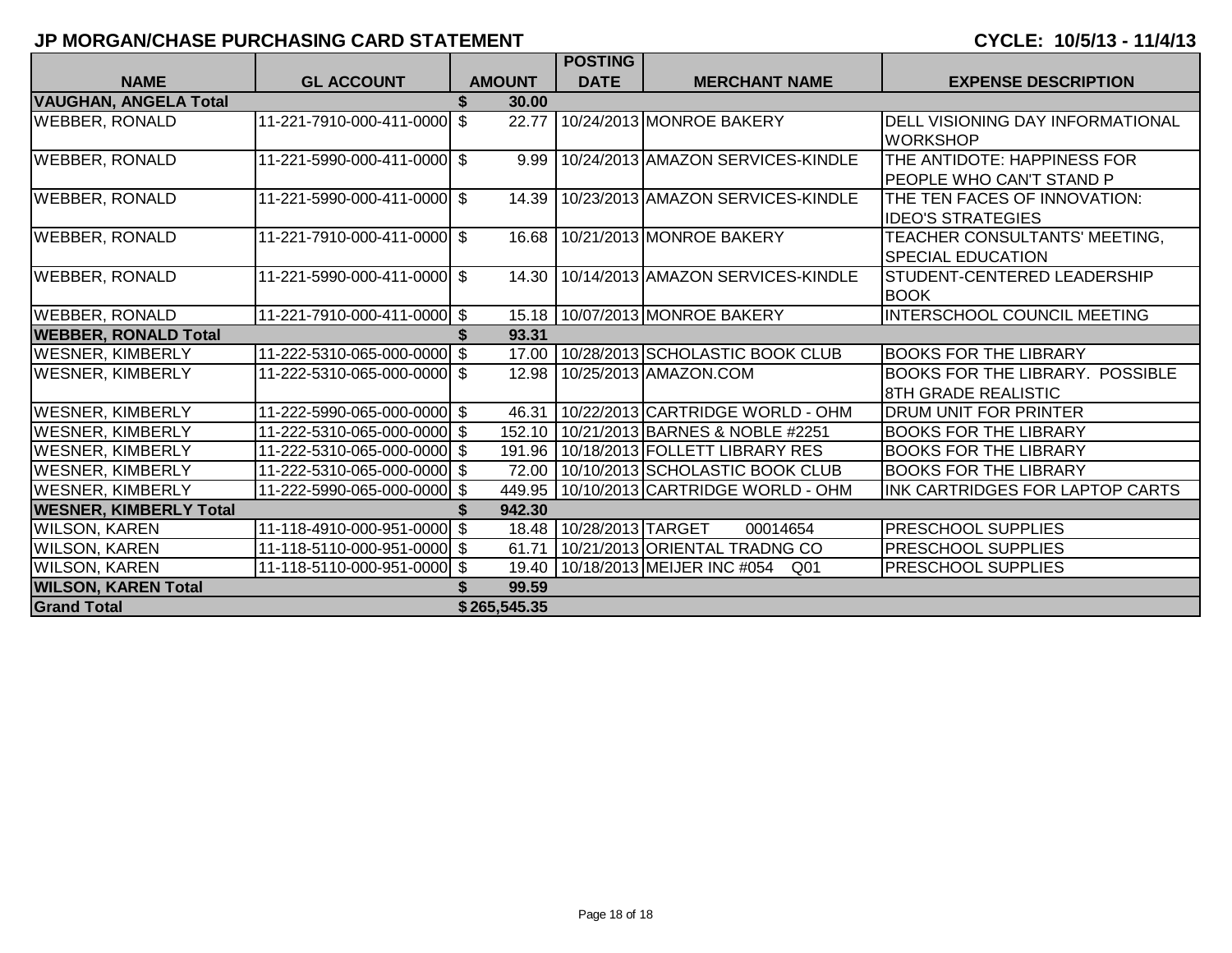## JP MORGAN/CHASE PURCHASING CARD STATEMENT

**CYCLE: 10/5/13 - 11/4/13**

| NAME | GL ACCOUNT | AMOUNT | POSTING DATE | MERCHANT NAME | EXPENSE DESCRIPTION |
|---|---|---|---|---|---|
| **VAUGHAN, ANGELA Total** | | **$ 30.00** | | | |
| WEBBER, RONALD | 11-221-7910-000-411-0000 | $ 22.77 | 10/24/2013 | MONROE BAKERY | DELL VISIONING DAY INFORMATIONAL WORKSHOP |
| WEBBER, RONALD | 11-221-5990-000-411-0000 | $ 9.99 | 10/24/2013 | AMAZON SERVICES-KINDLE | THE ANTIDOTE: HAPPINESS FOR PEOPLE WHO CAN'T STAND P |
| WEBBER, RONALD | 11-221-5990-000-411-0000 | $ 14.39 | 10/23/2013 | AMAZON SERVICES-KINDLE | THE TEN FACES OF INNOVATION: IDEO'S STRATEGIES |
| WEBBER, RONALD | 11-221-7910-000-411-0000 | $ 16.68 | 10/21/2013 | MONROE BAKERY | TEACHER CONSULTANTS' MEETING, SPECIAL EDUCATION |
| WEBBER, RONALD | 11-221-5990-000-411-0000 | $ 14.30 | 10/14/2013 | AMAZON SERVICES-KINDLE | STUDENT-CENTERED LEADERSHIP BOOK |
| WEBBER, RONALD | 11-221-7910-000-411-0000 | $ 15.18 | 10/07/2013 | MONROE BAKERY | INTERSCHOOL COUNCIL MEETING |
| **WEBBER, RONALD Total** | | **$ 93.31** | | | |
| WESNER, KIMBERLY | 11-222-5310-065-000-0000 | $ 17.00 | 10/28/2013 | SCHOLASTIC BOOK CLUB | BOOKS FOR THE LIBRARY |
| WESNER, KIMBERLY | 11-222-5310-065-000-0000 | $ 12.98 | 10/25/2013 | AMAZON.COM | BOOKS FOR THE LIBRARY. POSSIBLE 8TH GRADE REALISTIC |
| WESNER, KIMBERLY | 11-222-5990-065-000-0000 | $ 46.31 | 10/22/2013 | CARTRIDGE WORLD - OHM | DRUM UNIT FOR PRINTER |
| WESNER, KIMBERLY | 11-222-5310-065-000-0000 | $ 152.10 | 10/21/2013 | BARNES & NOBLE #2251 | BOOKS FOR THE LIBRARY |
| WESNER, KIMBERLY | 11-222-5310-065-000-0000 | $ 191.96 | 10/18/2013 | FOLLETT LIBRARY RES | BOOKS FOR THE LIBRARY |
| WESNER, KIMBERLY | 11-222-5310-065-000-0000 | $ 72.00 | 10/10/2013 | SCHOLASTIC BOOK CLUB | BOOKS FOR THE LIBRARY |
| WESNER, KIMBERLY | 11-222-5990-065-000-0000 | $ 449.95 | 10/10/2013 | CARTRIDGE WORLD - OHM | INK CARTRIDGES FOR LAPTOP CARTS |
| **WESNER, KIMBERLY Total** | | **$ 942.30** | | | |
| WILSON, KAREN | 11-118-4910-000-951-0000 | $ 18.48 | 10/28/2013 | TARGET 00014654 | PRESCHOOL SUPPLIES |
| WILSON, KAREN | 11-118-5110-000-951-0000 | $ 61.71 | 10/21/2013 | ORIENTAL TRADNG CO | PRESCHOOL SUPPLIES |
| WILSON, KAREN | 11-118-5110-000-951-0000 | $ 19.40 | 10/18/2013 | MEIJER INC #054 Q01 | PRESCHOOL SUPPLIES |
| **WILSON, KAREN Total** | | **$ 99.59** | | | |
| **Grand Total** | | **$ 265,545.35** | | | |